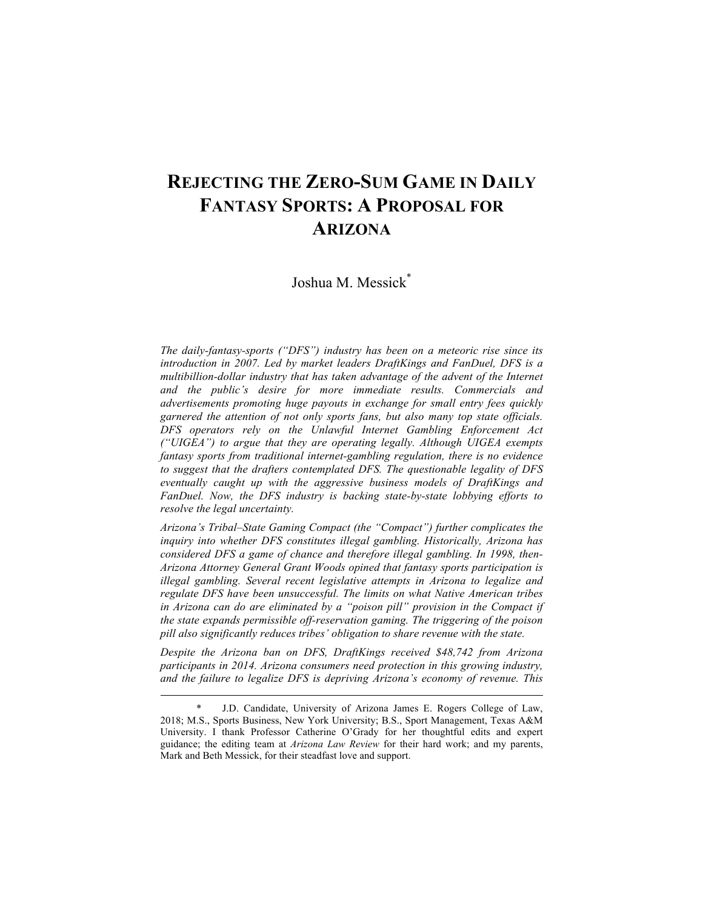# REJECTING THE ZERO-SUM GAME IN DAILY FANTASY SPORTS: A PROPOSAL FOR ARIZONA

Joshua M. Messick*

*The daily-fantasy-sports ("DFS") industry has been on a meteoric rise since its introduction in 2007. Led by market leaders DraftKings and FanDuel, DFS is a multibillion-dollar industry that has taken advantage of the advent of the Internet and the public's desire for more immediate results. Commercials and advertisements promoting huge payouts in exchange for small entry fees quickly garnered the attention of not only sports fans, but also many top state officials. DFS operators rely on the Unlawful Internet Gambling Enforcement Act ("UIGEA") to argue that they are operating legally. Although UIGEA exempts fantasy sports from traditional internet-gambling regulation, there is no evidence to suggest that the drafters contemplated DFS. The questionable legality of DFS eventually caught up with the aggressive business models of DraftKings and FanDuel. Now, the DFS industry is backing state-by-state lobbying efforts to resolve the legal uncertainty.*

*Arizona's Tribal–State Gaming Compact (the "Compact") further complicates the inquiry into whether DFS constitutes illegal gambling. Historically, Arizona has considered DFS a game of chance and therefore illegal gambling. In 1998, then-Arizona Attorney General Grant Woods opined that fantasy sports participation is illegal gambling. Several recent legislative attempts in Arizona to legalize and regulate DFS have been unsuccessful. The limits on what Native American tribes in Arizona can do are eliminated by a "poison pill" provision in the Compact if the state expands permissible off-reservation gaming. The triggering of the poison pill also significantly reduces tribes' obligation to share revenue with the state.*

*Despite the Arizona ban on DFS, DraftKings received $48,742 from Arizona participants in 2014. Arizona consumers need protection in this growing industry, and the failure to legalize DFS is depriving Arizona's economy of revenue. This*

---

\* J.D. Candidate, University of Arizona James E. Rogers College of Law, 2018; M.S., Sports Business, New York University; B.S., Sport Management, Texas A&M University. I thank Professor Catherine O'Grady for her thoughtful edits and expert guidance; the editing team at *Arizona Law Review* for their hard work; and my parents, Mark and Beth Messick, for their steadfast love and support.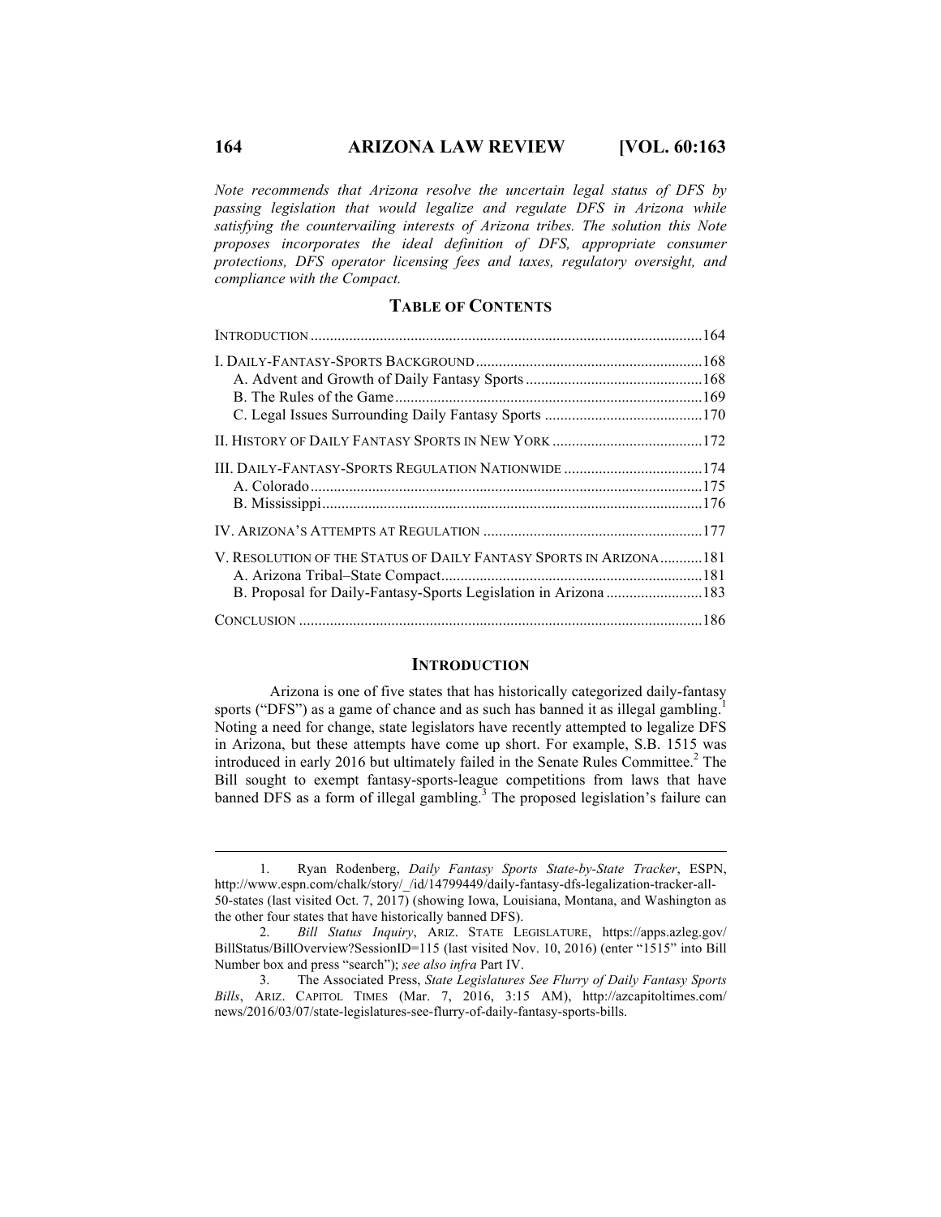*Note recommends that Arizona resolve the uncertain legal status of DFS by passing legislation that would legalize and regulate DFS in Arizona while satisfying the countervailing interests of Arizona tribes. The solution this Note proposes incorporates the ideal definition of DFS, appropriate consumer protections, DFS operator licensing fees and taxes, regulatory oversight, and compliance with the Compact.*

## TABLE OF CONTENTS

INTRODUCTION .....164

I. DAILY-FANTASY-SPORTS BACKGROUND .....168
- A. Advent and Growth of Daily Fantasy Sports .....168
- B. The Rules of the Game .....169
- C. Legal Issues Surrounding Daily Fantasy Sports .....170

II. HISTORY OF DAILY FANTASY SPORTS IN NEW YORK .....172

III. DAILY-FANTASY-SPORTS REGULATION NATIONWIDE .....174
- A. Colorado .....175
- B. Mississippi .....176

IV. ARIZONA'S ATTEMPTS AT REGULATION .....177

V. RESOLUTION OF THE STATUS OF DAILY FANTASY SPORTS IN ARIZONA .....181
- A. Arizona Tribal–State Compact .....181
- B. Proposal for Daily-Fantasy-Sports Legislation in Arizona .....183

CONCLUSION .....186

## INTRODUCTION

Arizona is one of five states that has historically categorized daily-fantasy sports ("DFS") as a game of chance and as such has banned it as illegal gambling.[1] Noting a need for change, state legislators have recently attempted to legalize DFS in Arizona, but these attempts have come up short. For example, S.B. 1515 was introduced in early 2016 but ultimately failed in the Senate Rules Committee.[2] The Bill sought to exempt fantasy-sports-league competitions from laws that have banned DFS as a form of illegal gambling.[3] The proposed legislation's failure can

---

1. Ryan Rodenberg, *Daily Fantasy Sports State-by-State Tracker*, ESPN, http://www.espn.com/chalk/story/_/id/14799449/daily-fantasy-dfs-legalization-tracker-all-50-states (last visited Oct. 7, 2017) (showing Iowa, Louisiana, Montana, and Washington as the other four states that have historically banned DFS).

2. *Bill Status Inquiry*, ARIZ. STATE LEGISLATURE, https://apps.azleg.gov/BillStatus/BillOverview?SessionID=115 (last visited Nov. 10, 2016) (enter "1515" into Bill Number box and press "search"); *see also infra* Part IV.

3. The Associated Press, *State Legislatures See Flurry of Daily Fantasy Sports Bills*, ARIZ. CAPITOL TIMES (Mar. 7, 2016, 3:15 AM), http://azcapitoltimes.com/news/2016/03/07/state-legislatures-see-flurry-of-daily-fantasy-sports-bills.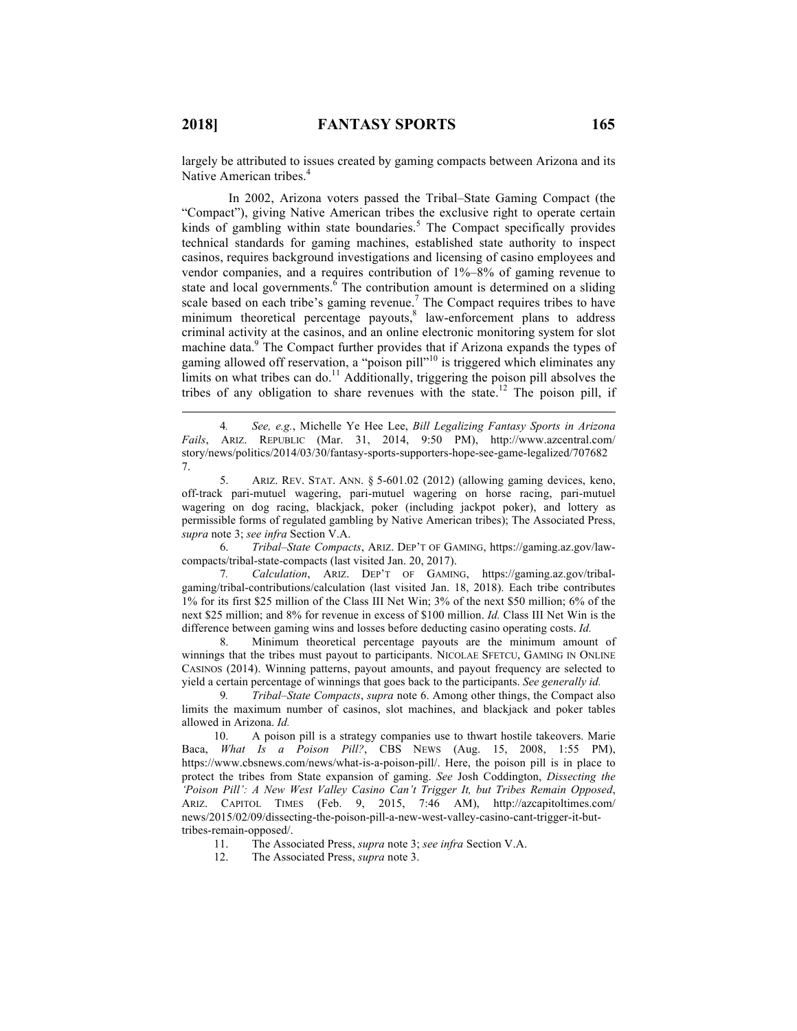largely be attributed to issues created by gaming compacts between Arizona and its Native American tribes.[4]

In 2002, Arizona voters passed the Tribal–State Gaming Compact (the "Compact"), giving Native American tribes the exclusive right to operate certain kinds of gambling within state boundaries.[5] The Compact specifically provides technical standards for gaming machines, established state authority to inspect casinos, requires background investigations and licensing of casino employees and vendor companies, and a requires contribution of 1%–8% of gaming revenue to state and local governments.[6] The contribution amount is determined on a sliding scale based on each tribe's gaming revenue.[7] The Compact requires tribes to have minimum theoretical percentage payouts,[8] law-enforcement plans to address criminal activity at the casinos, and an online electronic monitoring system for slot machine data.[9] The Compact further provides that if Arizona expands the types of gaming allowed off reservation, a "poison pill"[10] is triggered which eliminates any limits on what tribes can do.[11] Additionally, triggering the poison pill absolves the tribes of any obligation to share revenues with the state.[12] The poison pill, if

---

4. *See, e.g.*, Michelle Ye Hee Lee, *Bill Legalizing Fantasy Sports in Arizona Fails*, ARIZ. REPUBLIC (Mar. 31, 2014, 9:50 PM), http://www.azcentral.com/story/news/politics/2014/03/30/fantasy-sports-supporters-hope-see-game-legalized/7076827.

5. ARIZ. REV. STAT. ANN. § 5-601.02 (2012) (allowing gaming devices, keno, off-track pari-mutuel wagering, pari-mutuel wagering on horse racing, pari-mutuel wagering on dog racing, blackjack, poker (including jackpot poker), and lottery as permissible forms of regulated gambling by Native American tribes); The Associated Press, *supra* note 3; *see infra* Section V.A.

6. *Tribal–State Compacts*, ARIZ. DEP'T OF GAMING, https://gaming.az.gov/law-compacts/tribal-state-compacts (last visited Jan. 20, 2017).

7. *Calculation*, ARIZ. DEP'T OF GAMING, https://gaming.az.gov/tribal-gaming/tribal-contributions/calculation (last visited Jan. 18, 2018). Each tribe contributes 1% for its first $25 million of the Class III Net Win; 3% of the next $50 million; 6% of the next $25 million; and 8% for revenue in excess of $100 million. *Id.* Class III Net Win is the difference between gaming wins and losses before deducting casino operating costs. *Id.*

8. Minimum theoretical percentage payouts are the minimum amount of winnings that the tribes must payout to participants. NICOLAE SFETCU, GAMING IN ONLINE CASINOS (2014). Winning patterns, payout amounts, and payout frequency are selected to yield a certain percentage of winnings that goes back to the participants. *See generally id.*

9. *Tribal–State Compacts*, *supra* note 6. Among other things, the Compact also limits the maximum number of casinos, slot machines, and blackjack and poker tables allowed in Arizona. *Id.*

10. A poison pill is a strategy companies use to thwart hostile takeovers. Marie Baca, *What Is a Poison Pill?*, CBS NEWS (Aug. 15, 2008, 1:55 PM), https://www.cbsnews.com/news/what-is-a-poison-pill/. Here, the poison pill is in place to protect the tribes from State expansion of gaming. *See* Josh Coddington, *Dissecting the 'Poison Pill': A New West Valley Casino Can't Trigger It, but Tribes Remain Opposed*, ARIZ. CAPITOL TIMES (Feb. 9, 2015, 7:46 AM), http://azcapitoltimes.com/news/2015/02/09/dissecting-the-poison-pill-a-new-west-valley-casino-cant-trigger-it-but-tribes-remain-opposed/.

11. The Associated Press, *supra* note 3; *see infra* Section V.A.

12. The Associated Press, *supra* note 3.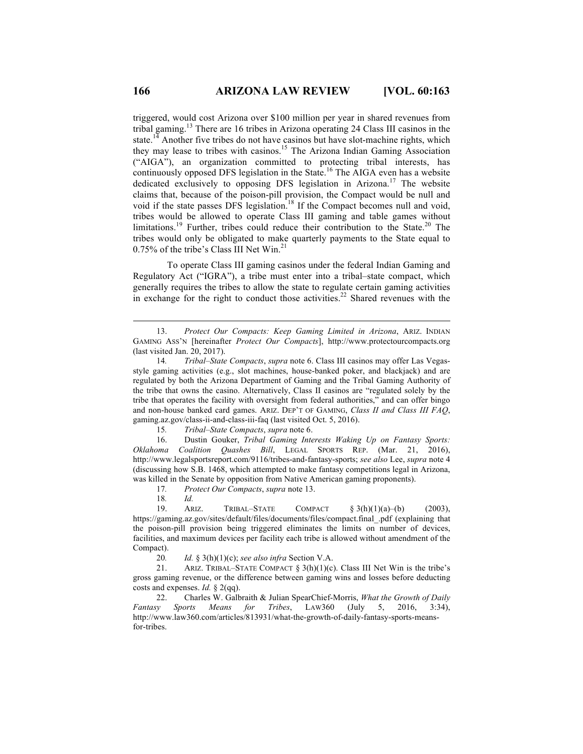triggered, would cost Arizona over $100 million per year in shared revenues from tribal gaming.[13] There are 16 tribes in Arizona operating 24 Class III casinos in the state.[14] Another five tribes do not have casinos but have slot-machine rights, which they may lease to tribes with casinos.[15] The Arizona Indian Gaming Association ("AIGA"), an organization committed to protecting tribal interests, has continuously opposed DFS legislation in the State.[16] The AIGA even has a website dedicated exclusively to opposing DFS legislation in Arizona.[17] The website claims that, because of the poison-pill provision, the Compact would be null and void if the state passes DFS legislation.[18] If the Compact becomes null and void, tribes would be allowed to operate Class III gaming and table games without limitations.[19] Further, tribes could reduce their contribution to the State.[20] The tribes would only be obligated to make quarterly payments to the State equal to 0.75% of the tribe's Class III Net Win.[21]

To operate Class III gaming casinos under the federal Indian Gaming and Regulatory Act ("IGRA"), a tribe must enter into a tribal–state compact, which generally requires the tribes to allow the state to regulate certain gaming activities in exchange for the right to conduct those activities.[22] Shared revenues with the

---

13. *Protect Our Compacts: Keep Gaming Limited in Arizona*, ARIZ. INDIAN GAMING ASS'N [hereinafter *Protect Our Compacts*], http://www.protectourcompacts.org (last visited Jan. 20, 2017).

14. *Tribal–State Compacts*, *supra* note 6. Class III casinos may offer Las Vegas-style gaming activities (e.g., slot machines, house-banked poker, and blackjack) and are regulated by both the Arizona Department of Gaming and the Tribal Gaming Authority of the tribe that owns the casino. Alternatively, Class II casinos are "regulated solely by the tribe that operates the facility with oversight from federal authorities," and can offer bingo and non-house banked card games. ARIZ. DEP'T OF GAMING, *Class II and Class III FAQ*, gaming.az.gov/class-ii-and-class-iii-faq (last visited Oct. 5, 2016).

15. *Tribal–State Compacts*, *supra* note 6.

16. Dustin Gouker, *Tribal Gaming Interests Waking Up on Fantasy Sports: Oklahoma Coalition Quashes Bill*, LEGAL SPORTS REP. (Mar. 21, 2016), http://www.legalsportsreport.com/9116/tribes-and-fantasy-sports; *see also* Lee, *supra* note 4 (discussing how S.B. 1468, which attempted to make fantasy competitions legal in Arizona, was killed in the Senate by opposition from Native American gaming proponents).

17. *Protect Our Compacts*, *supra* note 13.

18. *Id.*

19. ARIZ. TRIBAL–STATE COMPACT § 3(h)(1)(a)–(b) (2003), https://gaming.az.gov/sites/default/files/documents/files/compact.final_.pdf (explaining that the poison-pill provision being triggered eliminates the limits on number of devices, facilities, and maximum devices per facility each tribe is allowed without amendment of the Compact).

20. *Id.* § 3(h)(1)(c); *see also infra* Section V.A.

21. ARIZ. TRIBAL–STATE COMPACT § 3(h)(1)(c). Class III Net Win is the tribe's gross gaming revenue, or the difference between gaming wins and losses before deducting costs and expenses. *Id.* § 2(qq).

22. Charles W. Galbraith & Julian SpearChief-Morris, *What the Growth of Daily Fantasy Sports Means for Tribes*, LAW360 (July 5, 2016, 3:34), http://www.law360.com/articles/813931/what-the-growth-of-daily-fantasy-sports-means-for-tribes.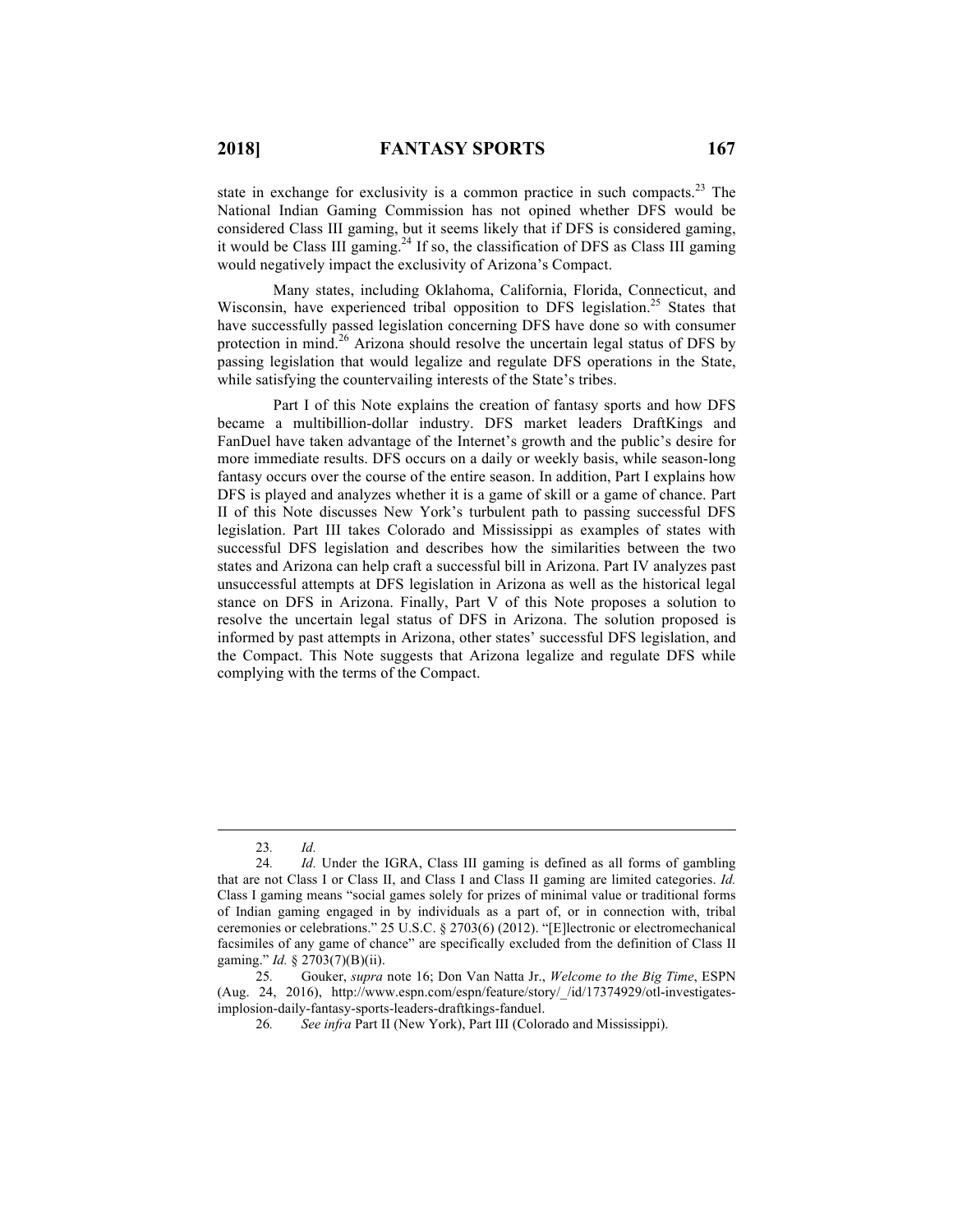state in exchange for exclusivity is a common practice in such compacts.[23] The National Indian Gaming Commission has not opined whether DFS would be considered Class III gaming, but it seems likely that if DFS is considered gaming, it would be Class III gaming.[24] If so, the classification of DFS as Class III gaming would negatively impact the exclusivity of Arizona's Compact.

Many states, including Oklahoma, California, Florida, Connecticut, and Wisconsin, have experienced tribal opposition to DFS legislation.[25] States that have successfully passed legislation concerning DFS have done so with consumer protection in mind.[26] Arizona should resolve the uncertain legal status of DFS by passing legislation that would legalize and regulate DFS operations in the State, while satisfying the countervailing interests of the State's tribes.

Part I of this Note explains the creation of fantasy sports and how DFS became a multibillion-dollar industry. DFS market leaders DraftKings and FanDuel have taken advantage of the Internet's growth and the public's desire for more immediate results. DFS occurs on a daily or weekly basis, while season-long fantasy occurs over the course of the entire season. In addition, Part I explains how DFS is played and analyzes whether it is a game of skill or a game of chance. Part II of this Note discusses New York's turbulent path to passing successful DFS legislation. Part III takes Colorado and Mississippi as examples of states with successful DFS legislation and describes how the similarities between the two states and Arizona can help craft a successful bill in Arizona. Part IV analyzes past unsuccessful attempts at DFS legislation in Arizona as well as the historical legal stance on DFS in Arizona. Finally, Part V of this Note proposes a solution to resolve the uncertain legal status of DFS in Arizona. The solution proposed is informed by past attempts in Arizona, other states' successful DFS legislation, and the Compact. This Note suggests that Arizona legalize and regulate DFS while complying with the terms of the Compact.

---

23. *Id.*

24. *Id.* Under the IGRA, Class III gaming is defined as all forms of gambling that are not Class I or Class II, and Class I and Class II gaming are limited categories. *Id.* Class I gaming means "social games solely for prizes of minimal value or traditional forms of Indian gaming engaged in by individuals as a part of, or in connection with, tribal ceremonies or celebrations." 25 U.S.C. § 2703(6) (2012). "[E]lectronic or electromechanical facsimiles of any game of chance" are specifically excluded from the definition of Class II gaming." *Id.* § 2703(7)(B)(ii).

25. Gouker, *supra* note 16; Don Van Natta Jr., *Welcome to the Big Time*, ESPN (Aug. 24, 2016), http://www.espn.com/espn/feature/story/_/id/17374929/otl-investigates-implosion-daily-fantasy-sports-leaders-draftkings-fanduel.

26. *See infra* Part II (New York), Part III (Colorado and Mississippi).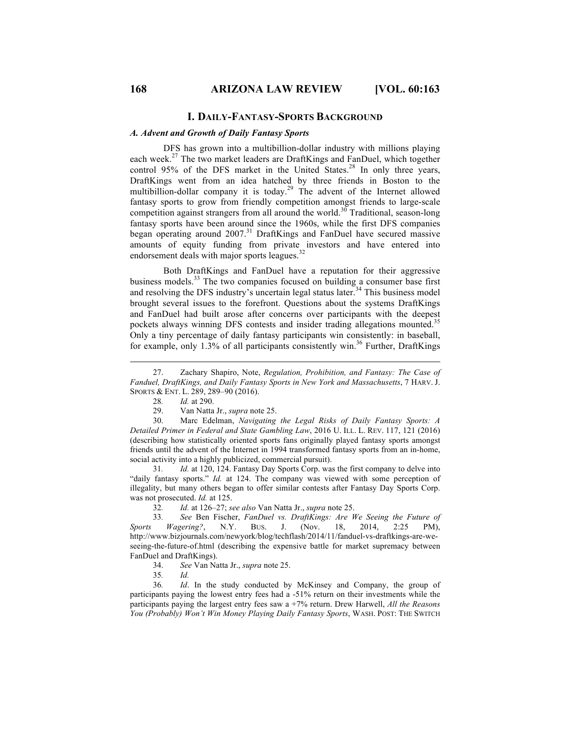## I. Daily-Fantasy-Sports Background

### *A. Advent and Growth of Daily Fantasy Sports*

DFS has grown into a multibillion-dollar industry with millions playing each week.[27] The two market leaders are DraftKings and FanDuel, which together control 95% of the DFS market in the United States.[28] In only three years, DraftKings went from an idea hatched by three friends in Boston to the multibillion-dollar company it is today.[29] The advent of the Internet allowed fantasy sports to grow from friendly competition amongst friends to large-scale competition against strangers from all around the world.[30] Traditional, season-long fantasy sports have been around since the 1960s, while the first DFS companies began operating around 2007.[31] DraftKings and FanDuel have secured massive amounts of equity funding from private investors and have entered into endorsement deals with major sports leagues.[32]

Both DraftKings and FanDuel have a reputation for their aggressive business models.[33] The two companies focused on building a consumer base first and resolving the DFS industry's uncertain legal status later.[34] This business model brought several issues to the forefront. Questions about the systems DraftKings and FanDuel had built arose after concerns over participants with the deepest pockets always winning DFS contests and insider trading allegations mounted.[35] Only a tiny percentage of daily fantasy participants win consistently: in baseball, for example, only 1.3% of all participants consistently win.[36] Further, DraftKings

---

27. Zachary Shapiro, Note, *Regulation, Prohibition, and Fantasy: The Case of Fanduel, DraftKings, and Daily Fantasy Sports in New York and Massachusetts*, 7 HARV. J. SPORTS & ENT. L. 289, 289–90 (2016).

28. *Id.* at 290.

29. Van Natta Jr., *supra* note 25.

30. Marc Edelman, *Navigating the Legal Risks of Daily Fantasy Sports: A Detailed Primer in Federal and State Gambling Law*, 2016 U. ILL. L. REV. 117, 121 (2016) (describing how statistically oriented sports fans originally played fantasy sports amongst friends until the advent of the Internet in 1994 transformed fantasy sports from an in-home, social activity into a highly publicized, commercial pursuit).

31. *Id.* at 120, 124. Fantasy Day Sports Corp. was the first company to delve into "daily fantasy sports." *Id.* at 124. The company was viewed with some perception of illegality, but many others began to offer similar contests after Fantasy Day Sports Corp. was not prosecuted. *Id.* at 125.

32. *Id.* at 126–27; *see also* Van Natta Jr., *supra* note 25.

33. *See* Ben Fischer, *FanDuel vs. DraftKings: Are We Seeing the Future of Sports Wagering?*, N.Y. BUS. J. (Nov. 18, 2014, 2:25 PM), http://www.bizjournals.com/newyork/blog/techflash/2014/11/fanduel-vs-draftkings-are-we-seeing-the-future-of.html (describing the expensive battle for market supremacy between FanDuel and DraftKings).

34. *See* Van Natta Jr., *supra* note 25.

35. *Id.*

36. *Id*. In the study conducted by McKinsey and Company, the group of participants paying the lowest entry fees had a -51% return on their investments while the participants paying the largest entry fees saw a +7% return. Drew Harwell, *All the Reasons You (Probably) Won't Win Money Playing Daily Fantasy Sports*, WASH. POST: THE SWITCH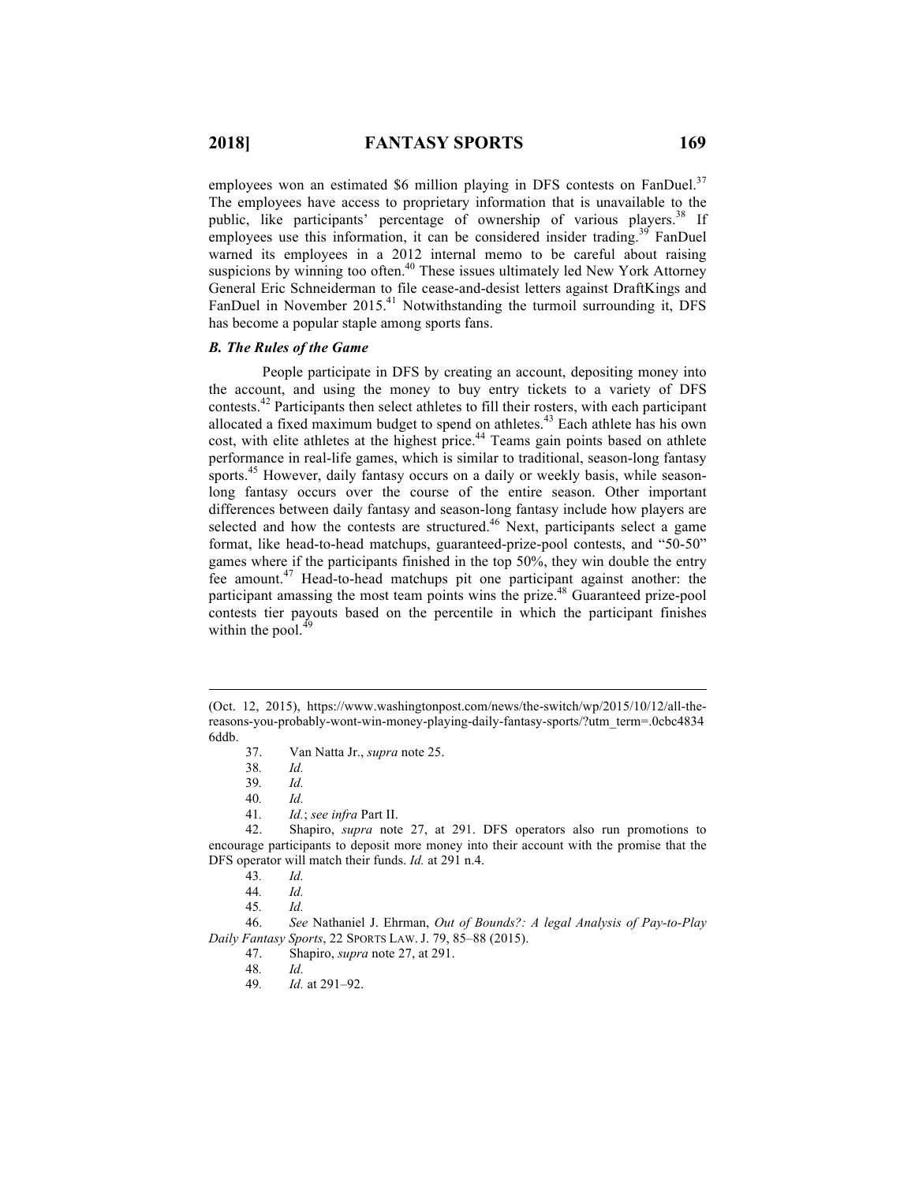employees won an estimated $6 million playing in DFS contests on FanDuel.[37] The employees have access to proprietary information that is unavailable to the public, like participants' percentage of ownership of various players.[38] If employees use this information, it can be considered insider trading.[39] FanDuel warned its employees in a 2012 internal memo to be careful about raising suspicions by winning too often.[40] These issues ultimately led New York Attorney General Eric Schneiderman to file cease-and-desist letters against DraftKings and FanDuel in November 2015.[41] Notwithstanding the turmoil surrounding it, DFS has become a popular staple among sports fans.

### *B. The Rules of the Game*

People participate in DFS by creating an account, depositing money into the account, and using the money to buy entry tickets to a variety of DFS contests.[42] Participants then select athletes to fill their rosters, with each participant allocated a fixed maximum budget to spend on athletes.[43] Each athlete has his own cost, with elite athletes at the highest price.[44] Teams gain points based on athlete performance in real-life games, which is similar to traditional, season-long fantasy sports.[45] However, daily fantasy occurs on a daily or weekly basis, while season-long fantasy occurs over the course of the entire season. Other important differences between daily fantasy and season-long fantasy include how players are selected and how the contests are structured.[46] Next, participants select a game format, like head-to-head matchups, guaranteed-prize-pool contests, and "50-50" games where if the participants finished in the top 50%, they win double the entry fee amount.[47] Head-to-head matchups pit one participant against another: the participant amassing the most team points wins the prize.[48] Guaranteed prize-pool contests tier payouts based on the percentile in which the participant finishes within the pool.[49]

---

(Oct. 12, 2015), https://www.washingtonpost.com/news/the-switch/wp/2015/10/12/all-the-reasons-you-probably-wont-win-money-playing-daily-fantasy-sports/?utm_term=.0cbc48346ddb.

37. Van Natta Jr., *supra* note 25.

38. *Id.*

39. *Id.*

40. *Id.*

41. *Id.*; *see infra* Part II.

42. Shapiro, *supra* note 27, at 291. DFS operators also run promotions to encourage participants to deposit more money into their account with the promise that the DFS operator will match their funds. *Id.* at 291 n.4.

43. *Id.*

44. *Id.*

45. *Id.*

46. *See* Nathaniel J. Ehrman, *Out of Bounds?: A legal Analysis of Pay-to-Play Daily Fantasy Sports*, 22 SPORTS LAW. J. 79, 85–88 (2015).

47. Shapiro, *supra* note 27, at 291.

48. *Id.*

49. *Id.* at 291–92.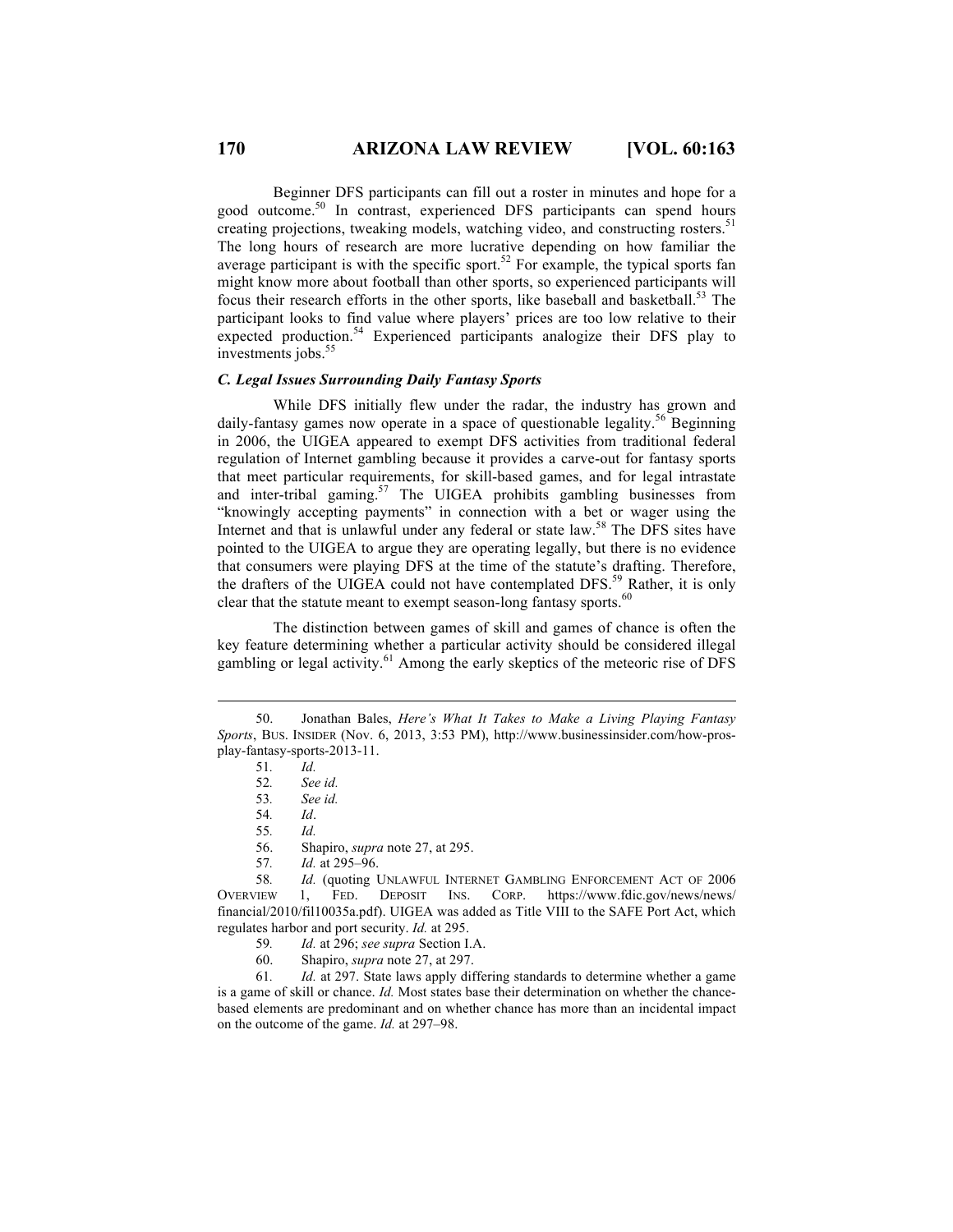Beginner DFS participants can fill out a roster in minutes and hope for a good outcome.[50] In contrast, experienced DFS participants can spend hours creating projections, tweaking models, watching video, and constructing rosters.[51] The long hours of research are more lucrative depending on how familiar the average participant is with the specific sport.[52] For example, the typical sports fan might know more about football than other sports, so experienced participants will focus their research efforts in the other sports, like baseball and basketball.[53] The participant looks to find value where players' prices are too low relative to their expected production.[54] Experienced participants analogize their DFS play to investments jobs.[55]

### *C. Legal Issues Surrounding Daily Fantasy Sports*

While DFS initially flew under the radar, the industry has grown and daily-fantasy games now operate in a space of questionable legality.[56] Beginning in 2006, the UIGEA appeared to exempt DFS activities from traditional federal regulation of Internet gambling because it provides a carve-out for fantasy sports that meet particular requirements, for skill-based games, and for legal intrastate and inter-tribal gaming.[57] The UIGEA prohibits gambling businesses from "knowingly accepting payments" in connection with a bet or wager using the Internet and that is unlawful under any federal or state law.[58] The DFS sites have pointed to the UIGEA to argue they are operating legally, but there is no evidence that consumers were playing DFS at the time of the statute's drafting. Therefore, the drafters of the UIGEA could not have contemplated DFS.[59] Rather, it is only clear that the statute meant to exempt season-long fantasy sports.[60]

The distinction between games of skill and games of chance is often the key feature determining whether a particular activity should be considered illegal gambling or legal activity.[61] Among the early skeptics of the meteoric rise of DFS

---

50. Jonathan Bales, *Here's What It Takes to Make a Living Playing Fantasy Sports*, BUS. INSIDER (Nov. 6, 2013, 3:53 PM), http://www.businessinsider.com/how-pros-play-fantasy-sports-2013-11.

51. *Id.*

52. *See id.*

53. *See id.*

54. *Id*.

55. *Id.*

56. Shapiro, *supra* note 27, at 295.

57. *Id.* at 295–96.

58. *Id.* (quoting UNLAWFUL INTERNET GAMBLING ENFORCEMENT ACT OF 2006 OVERVIEW 1, FED. DEPOSIT INS. CORP. https://www.fdic.gov/news/news/financial/2010/fil10035a.pdf). UIGEA was added as Title VIII to the SAFE Port Act, which regulates harbor and port security. *Id.* at 295.

59. *Id.* at 296; *see supra* Section I.A.

60. Shapiro, *supra* note 27, at 297.

61. *Id.* at 297. State laws apply differing standards to determine whether a game is a game of skill or chance. *Id.* Most states base their determination on whether the chance-based elements are predominant and on whether chance has more than an incidental impact on the outcome of the game. *Id.* at 297–98.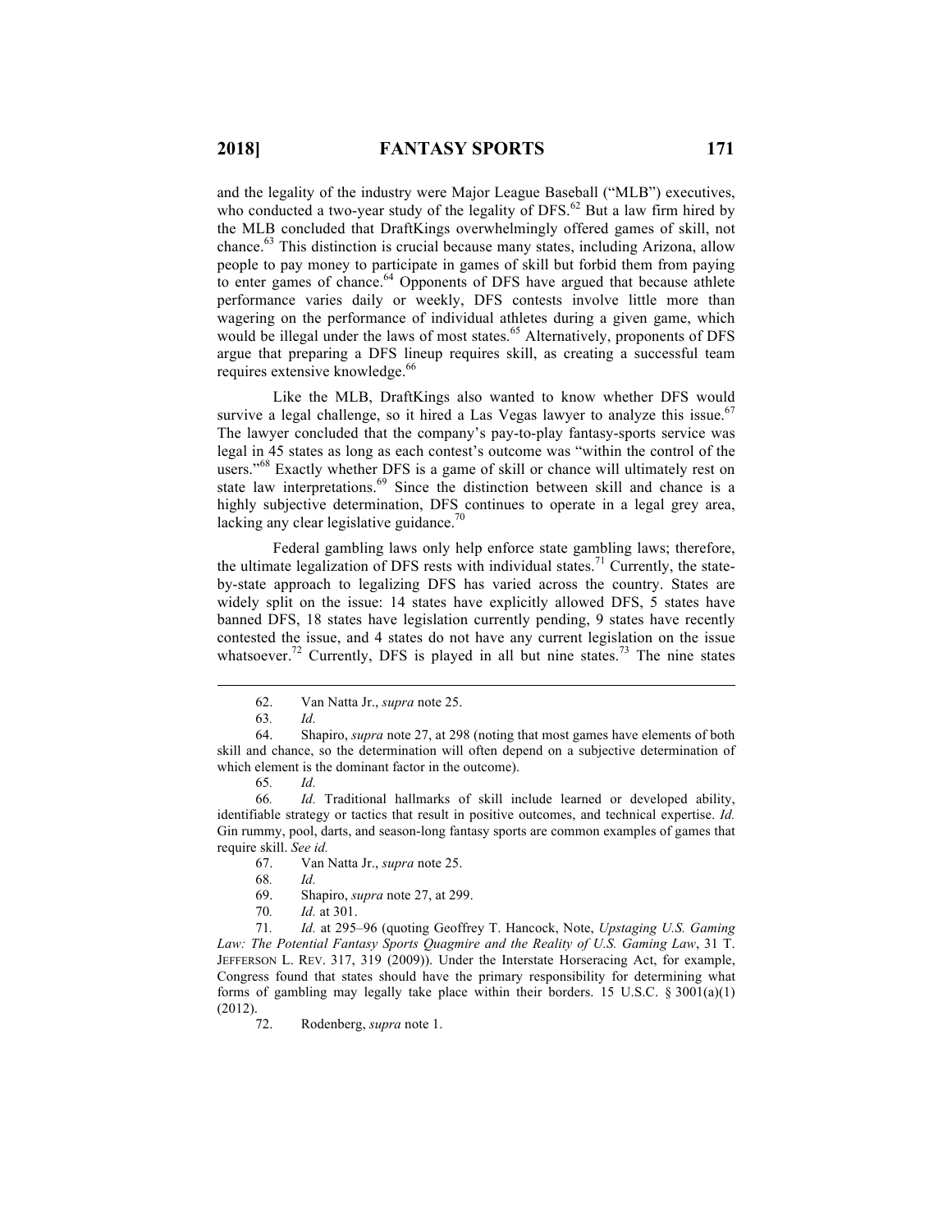and the legality of the industry were Major League Baseball ("MLB") executives, who conducted a two-year study of the legality of DFS.[62] But a law firm hired by the MLB concluded that DraftKings overwhelmingly offered games of skill, not chance.[63] This distinction is crucial because many states, including Arizona, allow people to pay money to participate in games of skill but forbid them from paying to enter games of chance.[64] Opponents of DFS have argued that because athlete performance varies daily or weekly, DFS contests involve little more than wagering on the performance of individual athletes during a given game, which would be illegal under the laws of most states.[65] Alternatively, proponents of DFS argue that preparing a DFS lineup requires skill, as creating a successful team requires extensive knowledge.[66]

Like the MLB, DraftKings also wanted to know whether DFS would survive a legal challenge, so it hired a Las Vegas lawyer to analyze this issue.[67] The lawyer concluded that the company's pay-to-play fantasy-sports service was legal in 45 states as long as each contest's outcome was "within the control of the users."[68] Exactly whether DFS is a game of skill or chance will ultimately rest on state law interpretations.[69] Since the distinction between skill and chance is a highly subjective determination, DFS continues to operate in a legal grey area, lacking any clear legislative guidance.[70]

Federal gambling laws only help enforce state gambling laws; therefore, the ultimate legalization of DFS rests with individual states.[71] Currently, the state-by-state approach to legalizing DFS has varied across the country. States are widely split on the issue: 14 states have explicitly allowed DFS, 5 states have banned DFS, 18 states have legislation currently pending, 9 states have recently contested the issue, and 4 states do not have any current legislation on the issue whatsoever.[72] Currently, DFS is played in all but nine states.[73] The nine states

---

62. Van Natta Jr., *supra* note 25.

63. *Id.*

64. Shapiro, *supra* note 27, at 298 (noting that most games have elements of both skill and chance, so the determination will often depend on a subjective determination of which element is the dominant factor in the outcome).

65. *Id.*

66. *Id.* Traditional hallmarks of skill include learned or developed ability, identifiable strategy or tactics that result in positive outcomes, and technical expertise. *Id.* Gin rummy, pool, darts, and season-long fantasy sports are common examples of games that require skill. *See id.*

67. Van Natta Jr., *supra* note 25.

68. *Id.*

69. Shapiro, *supra* note 27, at 299.

70. *Id.* at 301.

71. *Id.* at 295–96 (quoting Geoffrey T. Hancock, Note, *Upstaging U.S. Gaming Law: The Potential Fantasy Sports Quagmire and the Reality of U.S. Gaming Law*, 31 T. JEFFERSON L. REV. 317, 319 (2009)). Under the Interstate Horseracing Act, for example, Congress found that states should have the primary responsibility for determining what forms of gambling may legally take place within their borders. 15 U.S.C. § 3001(a)(1) (2012).

72. Rodenberg, *supra* note 1.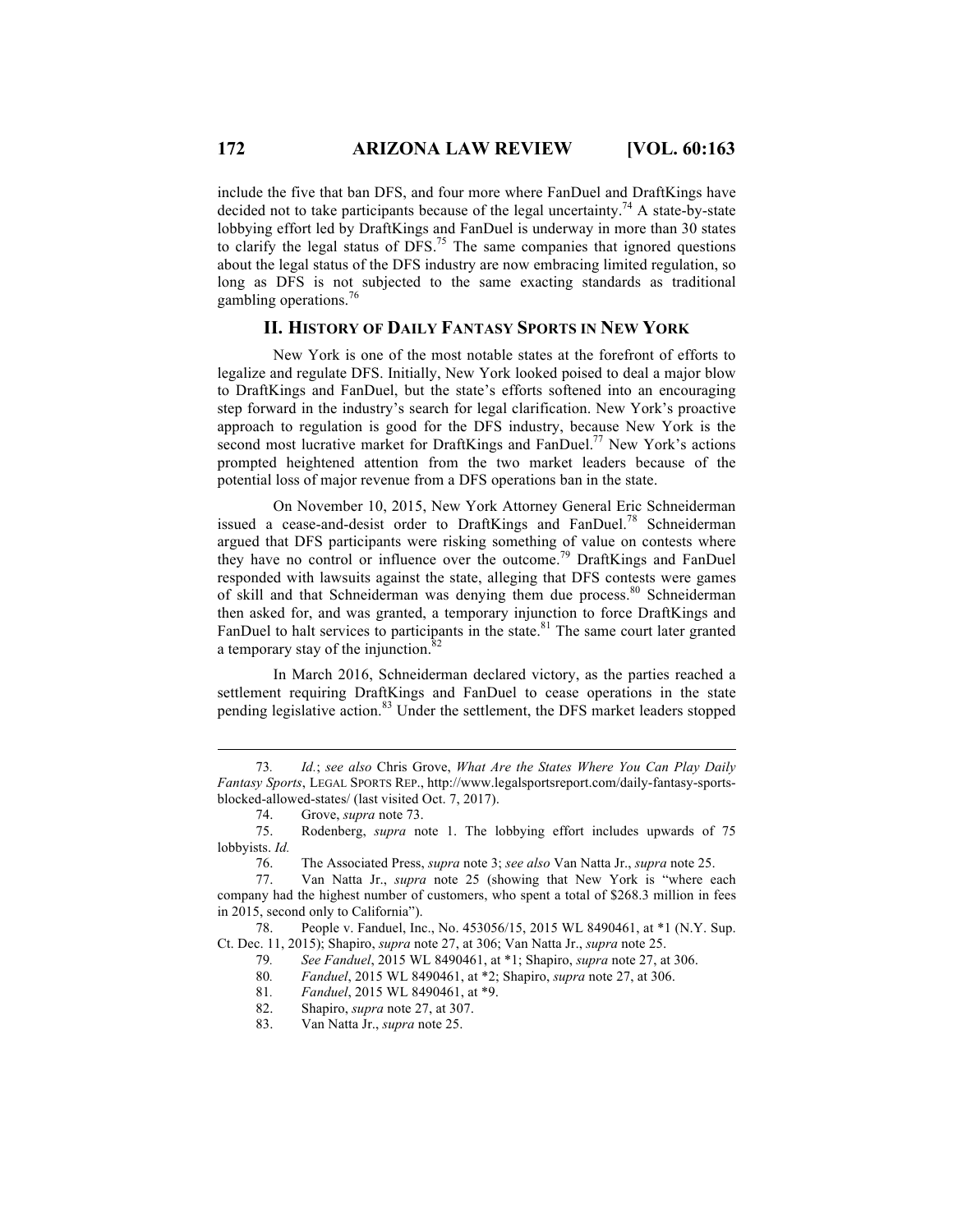include the five that ban DFS, and four more where FanDuel and DraftKings have decided not to take participants because of the legal uncertainty.[74] A state-by-state lobbying effort led by DraftKings and FanDuel is underway in more than 30 states to clarify the legal status of DFS.[75] The same companies that ignored questions about the legal status of the DFS industry are now embracing limited regulation, so long as DFS is not subjected to the same exacting standards as traditional gambling operations.[76]

## II. HISTORY OF DAILY FANTASY SPORTS IN NEW YORK

New York is one of the most notable states at the forefront of efforts to legalize and regulate DFS. Initially, New York looked poised to deal a major blow to DraftKings and FanDuel, but the state's efforts softened into an encouraging step forward in the industry's search for legal clarification. New York's proactive approach to regulation is good for the DFS industry, because New York is the second most lucrative market for DraftKings and FanDuel.[77] New York's actions prompted heightened attention from the two market leaders because of the potential loss of major revenue from a DFS operations ban in the state.

On November 10, 2015, New York Attorney General Eric Schneiderman issued a cease-and-desist order to DraftKings and FanDuel.[78] Schneiderman argued that DFS participants were risking something of value on contests where they have no control or influence over the outcome.[79] DraftKings and FanDuel responded with lawsuits against the state, alleging that DFS contests were games of skill and that Schneiderman was denying them due process.[80] Schneiderman then asked for, and was granted, a temporary injunction to force DraftKings and FanDuel to halt services to participants in the state.[81] The same court later granted a temporary stay of the injunction.[82]

In March 2016, Schneiderman declared victory, as the parties reached a settlement requiring DraftKings and FanDuel to cease operations in the state pending legislative action.[83] Under the settlement, the DFS market leaders stopped

---

73. *Id.*; *see also* Chris Grove, *What Are the States Where You Can Play Daily Fantasy Sports*, LEGAL SPORTS REP., http://www.legalsportsreport.com/daily-fantasy-sports-blocked-allowed-states/ (last visited Oct. 7, 2017).

74. Grove, *supra* note 73.

75. Rodenberg, *supra* note 1. The lobbying effort includes upwards of 75 lobbyists. *Id.*

76. The Associated Press, *supra* note 3; *see also* Van Natta Jr., *supra* note 25.

77. Van Natta Jr., *supra* note 25 (showing that New York is "where each company had the highest number of customers, who spent a total of $268.3 million in fees in 2015, second only to California").

78. People v. Fanduel, Inc., No. 453056/15, 2015 WL 8490461, at *1 (N.Y. Sup. Ct. Dec. 11, 2015); Shapiro, *supra* note 27, at 306; Van Natta Jr., *supra* note 25.

79. *See Fanduel*, 2015 WL 8490461, at *1; Shapiro, *supra* note 27, at 306.

80. *Fanduel*, 2015 WL 8490461, at *2; Shapiro, *supra* note 27, at 306.

81. *Fanduel*, 2015 WL 8490461, at *9.

82. Shapiro, *supra* note 27, at 307.

83. Van Natta Jr., *supra* note 25.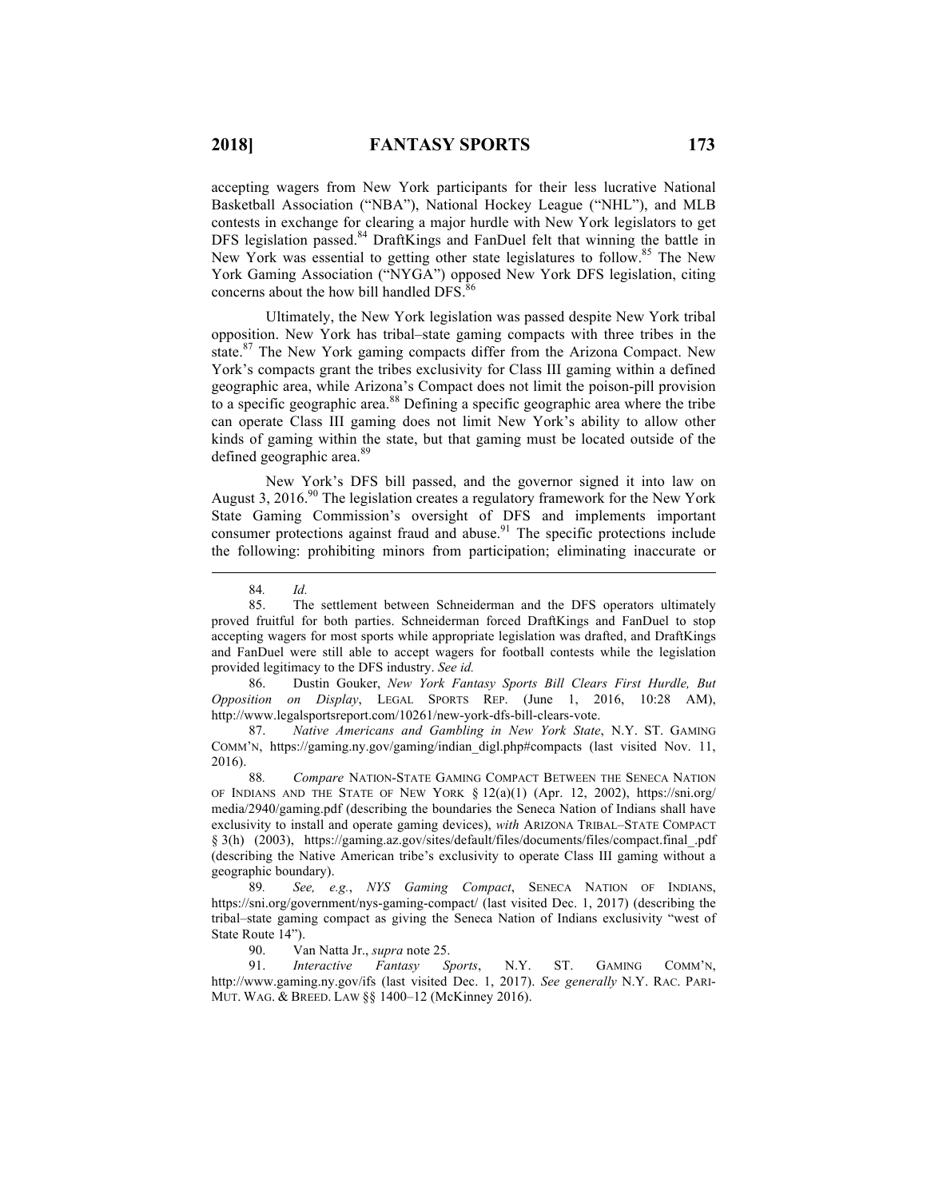accepting wagers from New York participants for their less lucrative National Basketball Association ("NBA"), National Hockey League ("NHL"), and MLB contests in exchange for clearing a major hurdle with New York legislators to get DFS legislation passed.[84] DraftKings and FanDuel felt that winning the battle in New York was essential to getting other state legislatures to follow.[85] The New York Gaming Association ("NYGA") opposed New York DFS legislation, citing concerns about the how bill handled DFS.[86]

Ultimately, the New York legislation was passed despite New York tribal opposition. New York has tribal–state gaming compacts with three tribes in the state.[87] The New York gaming compacts differ from the Arizona Compact. New York's compacts grant the tribes exclusivity for Class III gaming within a defined geographic area, while Arizona's Compact does not limit the poison-pill provision to a specific geographic area.[88] Defining a specific geographic area where the tribe can operate Class III gaming does not limit New York's ability to allow other kinds of gaming within the state, but that gaming must be located outside of the defined geographic area.[89]

New York's DFS bill passed, and the governor signed it into law on August 3, 2016.[90] The legislation creates a regulatory framework for the New York State Gaming Commission's oversight of DFS and implements important consumer protections against fraud and abuse.[91] The specific protections include the following: prohibiting minors from participation; eliminating inaccurate or

---

84. *Id.*

85. The settlement between Schneiderman and the DFS operators ultimately proved fruitful for both parties. Schneiderman forced DraftKings and FanDuel to stop accepting wagers for most sports while appropriate legislation was drafted, and DraftKings and FanDuel were still able to accept wagers for football contests while the legislation provided legitimacy to the DFS industry. *See id.*

86. Dustin Gouker, *New York Fantasy Sports Bill Clears First Hurdle, But Opposition on Display*, LEGAL SPORTS REP. (June 1, 2016, 10:28 AM), http://www.legalsportsreport.com/10261/new-york-dfs-bill-clears-vote.

87. *Native Americans and Gambling in New York State*, N.Y. ST. GAMING COMM'N, https://gaming.ny.gov/gaming/indian_digl.php#compacts (last visited Nov. 11, 2016).

88. *Compare* NATION-STATE GAMING COMPACT BETWEEN THE SENECA NATION OF INDIANS AND THE STATE OF NEW YORK § 12(a)(1) (Apr. 12, 2002), https://sni.org/media/2940/gaming.pdf (describing the boundaries the Seneca Nation of Indians shall have exclusivity to install and operate gaming devices), *with* ARIZONA TRIBAL–STATE COMPACT § 3(h) (2003), https://gaming.az.gov/sites/default/files/documents/files/compact.final_.pdf (describing the Native American tribe's exclusivity to operate Class III gaming without a geographic boundary).

89. *See, e.g.*, *NYS Gaming Compact*, SENECA NATION OF INDIANS, https://sni.org/government/nys-gaming-compact/ (last visited Dec. 1, 2017) (describing the tribal–state gaming compact as giving the Seneca Nation of Indians exclusivity "west of State Route 14").

90. Van Natta Jr., *supra* note 25.

91. *Interactive Fantasy Sports*, N.Y. ST. GAMING COMM'N, http://www.gaming.ny.gov/ifs (last visited Dec. 1, 2017). *See generally* N.Y. RAC. PARI-MUT. WAG. & BREED. LAW §§ 1400–12 (McKinney 2016).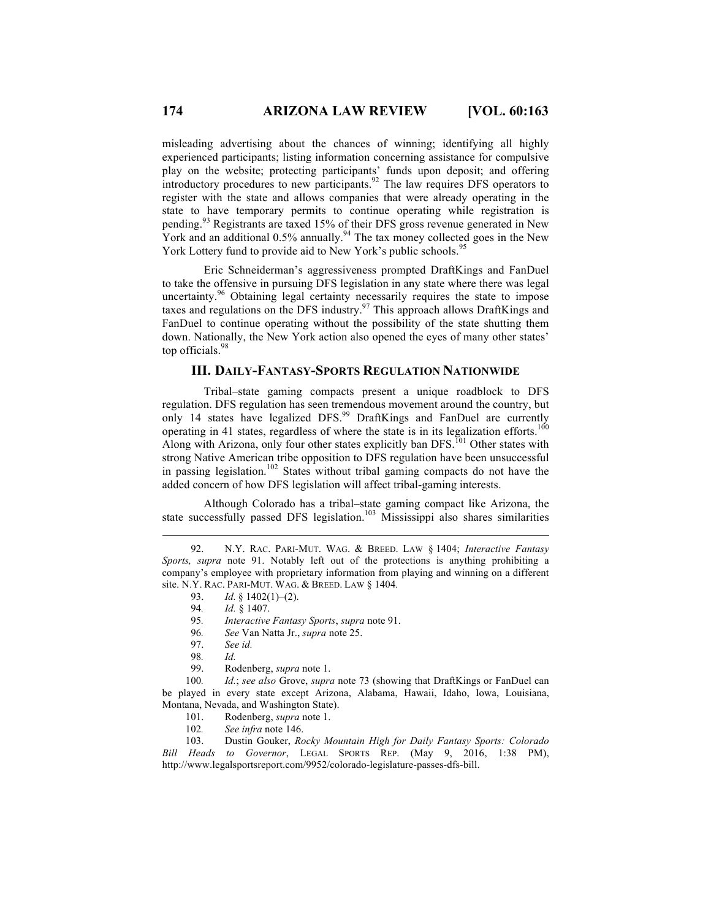misleading advertising about the chances of winning; identifying all highly experienced participants; listing information concerning assistance for compulsive play on the website; protecting participants' funds upon deposit; and offering introductory procedures to new participants.[92] The law requires DFS operators to register with the state and allows companies that were already operating in the state to have temporary permits to continue operating while registration is pending.[93] Registrants are taxed 15% of their DFS gross revenue generated in New York and an additional 0.5% annually.[94] The tax money collected goes in the New York Lottery fund to provide aid to New York's public schools.[95]

Eric Schneiderman's aggressiveness prompted DraftKings and FanDuel to take the offensive in pursuing DFS legislation in any state where there was legal uncertainty.[96] Obtaining legal certainty necessarily requires the state to impose taxes and regulations on the DFS industry.[97] This approach allows DraftKings and FanDuel to continue operating without the possibility of the state shutting them down. Nationally, the New York action also opened the eyes of many other states' top officials.[98]

## III. DAILY-FANTASY-SPORTS REGULATION NATIONWIDE

Tribal–state gaming compacts present a unique roadblock to DFS regulation. DFS regulation has seen tremendous movement around the country, but only 14 states have legalized DFS.[99] DraftKings and FanDuel are currently operating in 41 states, regardless of where the state is in its legalization efforts.[100] Along with Arizona, only four other states explicitly ban DFS.[101] Other states with strong Native American tribe opposition to DFS regulation have been unsuccessful in passing legislation.[102] States without tribal gaming compacts do not have the added concern of how DFS legislation will affect tribal-gaming interests.

Although Colorado has a tribal–state gaming compact like Arizona, the state successfully passed DFS legislation.[103] Mississippi also shares similarities

---

92. N.Y. RAC. PARI-MUT. WAG. & BREED. LAW § 1404; *Interactive Fantasy Sports, supra* note 91. Notably left out of the protections is anything prohibiting a company's employee with proprietary information from playing and winning on a different site. N.Y. RAC. PARI-MUT. WAG. & BREED. LAW § 1404.

93. *Id.* § 1402(1)–(2).

94. *Id.* § 1407.

95. *Interactive Fantasy Sports*, *supra* note 91.

96. *See* Van Natta Jr., *supra* note 25.

97. *See id.*

98. *Id.*

99. Rodenberg, *supra* note 1.

100. *Id.*; *see also* Grove, *supra* note 73 (showing that DraftKings or FanDuel can be played in every state except Arizona, Alabama, Hawaii, Idaho, Iowa, Louisiana, Montana, Nevada, and Washington State).

101. Rodenberg, *supra* note 1.

102. *See infra* note 146.

103. Dustin Gouker, *Rocky Mountain High for Daily Fantasy Sports: Colorado Bill Heads to Governor*, LEGAL SPORTS REP. (May 9, 2016, 1:38 PM), http://www.legalsportsreport.com/9952/colorado-legislature-passes-dfs-bill.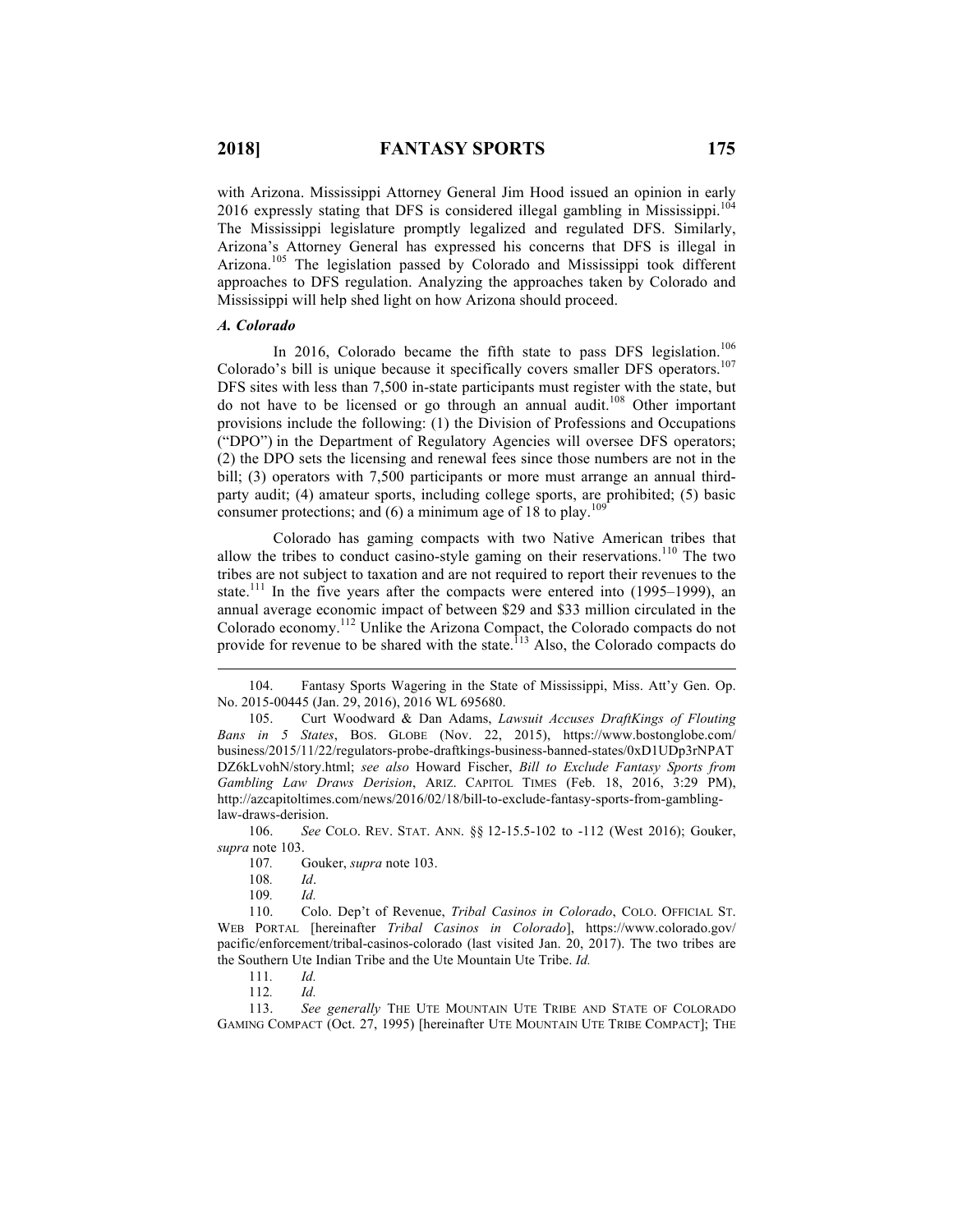with Arizona. Mississippi Attorney General Jim Hood issued an opinion in early 2016 expressly stating that DFS is considered illegal gambling in Mississippi.[104] The Mississippi legislature promptly legalized and regulated DFS. Similarly, Arizona's Attorney General has expressed his concerns that DFS is illegal in Arizona.[105] The legislation passed by Colorado and Mississippi took different approaches to DFS regulation. Analyzing the approaches taken by Colorado and Mississippi will help shed light on how Arizona should proceed.

### *A. Colorado*

In 2016, Colorado became the fifth state to pass DFS legislation.[106] Colorado's bill is unique because it specifically covers smaller DFS operators.[107] DFS sites with less than 7,500 in-state participants must register with the state, but do not have to be licensed or go through an annual audit.[108] Other important provisions include the following: (1) the Division of Professions and Occupations ("DPO") in the Department of Regulatory Agencies will oversee DFS operators; (2) the DPO sets the licensing and renewal fees since those numbers are not in the bill; (3) operators with 7,500 participants or more must arrange an annual third-party audit; (4) amateur sports, including college sports, are prohibited; (5) basic consumer protections; and (6) a minimum age of 18 to play.[109]

Colorado has gaming compacts with two Native American tribes that allow the tribes to conduct casino-style gaming on their reservations.[110] The two tribes are not subject to taxation and are not required to report their revenues to the state.[111] In the five years after the compacts were entered into (1995–1999), an annual average economic impact of between $29 and $33 million circulated in the Colorado economy.[112] Unlike the Arizona Compact, the Colorado compacts do not provide for revenue to be shared with the state.[113] Also, the Colorado compacts do

---

104. Fantasy Sports Wagering in the State of Mississippi, Miss. Att'y Gen. Op. No. 2015-00445 (Jan. 29, 2016), 2016 WL 695680.

105. Curt Woodward & Dan Adams, *Lawsuit Accuses DraftKings of Flouting Bans in 5 States*, BOS. GLOBE (Nov. 22, 2015), https://www.bostonglobe.com/business/2015/11/22/regulators-probe-draftkings-business-banned-states/0xD1UDp3rNPATDZ6kLvohN/story.html; *see also* Howard Fischer, *Bill to Exclude Fantasy Sports from Gambling Law Draws Derision*, ARIZ. CAPITOL TIMES (Feb. 18, 2016, 3:29 PM), http://azcapitoltimes.com/news/2016/02/18/bill-to-exclude-fantasy-sports-from-gambling-law-draws-derision.

106. *See* COLO. REV. STAT. ANN. §§ 12-15.5-102 to -112 (West 2016); Gouker, *supra* note 103.

107. Gouker, *supra* note 103.

108. *Id*.

109. *Id.*

110. Colo. Dep't of Revenue, *Tribal Casinos in Colorado*, COLO. OFFICIAL ST. WEB PORTAL [hereinafter *Tribal Casinos in Colorado*], https://www.colorado.gov/pacific/enforcement/tribal-casinos-colorado (last visited Jan. 20, 2017). The two tribes are the Southern Ute Indian Tribe and the Ute Mountain Ute Tribe. *Id.*

111. *Id.*

112. *Id.*

113. *See generally* THE UTE MOUNTAIN UTE TRIBE AND STATE OF COLORADO GAMING COMPACT (Oct. 27, 1995) [hereinafter UTE MOUNTAIN UTE TRIBE COMPACT]; THE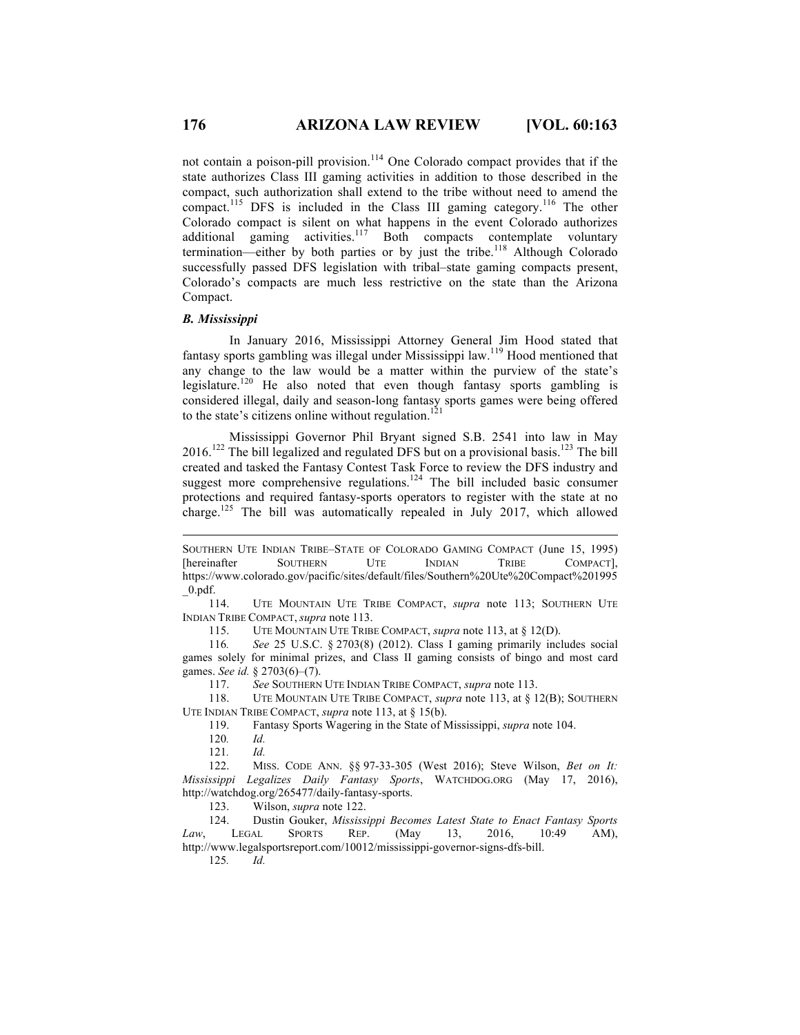not contain a poison-pill provision.[114] One Colorado compact provides that if the state authorizes Class III gaming activities in addition to those described in the compact, such authorization shall extend to the tribe without need to amend the compact.[115] DFS is included in the Class III gaming category.[116] The other Colorado compact is silent on what happens in the event Colorado authorizes additional gaming activities.[117] Both compacts contemplate voluntary termination—either by both parties or by just the tribe.[118] Although Colorado successfully passed DFS legislation with tribal–state gaming compacts present, Colorado's compacts are much less restrictive on the state than the Arizona Compact.

### *B. Mississippi*

In January 2016, Mississippi Attorney General Jim Hood stated that fantasy sports gambling was illegal under Mississippi law.[119] Hood mentioned that any change to the law would be a matter within the purview of the state's legislature.[120] He also noted that even though fantasy sports gambling is considered illegal, daily and season-long fantasy sports games were being offered to the state's citizens online without regulation.[121]

Mississippi Governor Phil Bryant signed S.B. 2541 into law in May 2016.[122] The bill legalized and regulated DFS but on a provisional basis.[123] The bill created and tasked the Fantasy Contest Task Force to review the DFS industry and suggest more comprehensive regulations.[124] The bill included basic consumer protections and required fantasy-sports operators to register with the state at no charge.[125] The bill was automatically repealed in July 2017, which allowed

---

SOUTHERN UTE INDIAN TRIBE–STATE OF COLORADO GAMING COMPACT (June 15, 1995) [hereinafter SOUTHERN UTE INDIAN TRIBE COMPACT], https://www.colorado.gov/pacific/sites/default/files/Southern%20Ute%20Compact%201995_0.pdf.

114. UTE MOUNTAIN UTE TRIBE COMPACT, *supra* note 113; SOUTHERN UTE INDIAN TRIBE COMPACT, *supra* note 113.

115. UTE MOUNTAIN UTE TRIBE COMPACT, *supra* note 113, at § 12(D).

116. *See* 25 U.S.C. § 2703(8) (2012). Class I gaming primarily includes social games solely for minimal prizes, and Class II gaming consists of bingo and most card games. *See id.* § 2703(6)–(7).

117. *See* SOUTHERN UTE INDIAN TRIBE COMPACT, *supra* note 113.

118. UTE MOUNTAIN UTE TRIBE COMPACT, *supra* note 113, at § 12(B); SOUTHERN UTE INDIAN TRIBE COMPACT, *supra* note 113, at § 15(b).

119. Fantasy Sports Wagering in the State of Mississippi, *supra* note 104.

120. *Id.*

121. *Id.*

122. MISS. CODE ANN. §§ 97-33-305 (West 2016); Steve Wilson, *Bet on It: Mississippi Legalizes Daily Fantasy Sports*, WATCHDOG.ORG (May 17, 2016), http://watchdog.org/265477/daily-fantasy-sports.

123. Wilson, *supra* note 122.

124. Dustin Gouker, *Mississippi Becomes Latest State to Enact Fantasy Sports Law*, LEGAL SPORTS REP. (May 13, 2016, 10:49 AM), http://www.legalsportsreport.com/10012/mississippi-governor-signs-dfs-bill.

125. *Id.*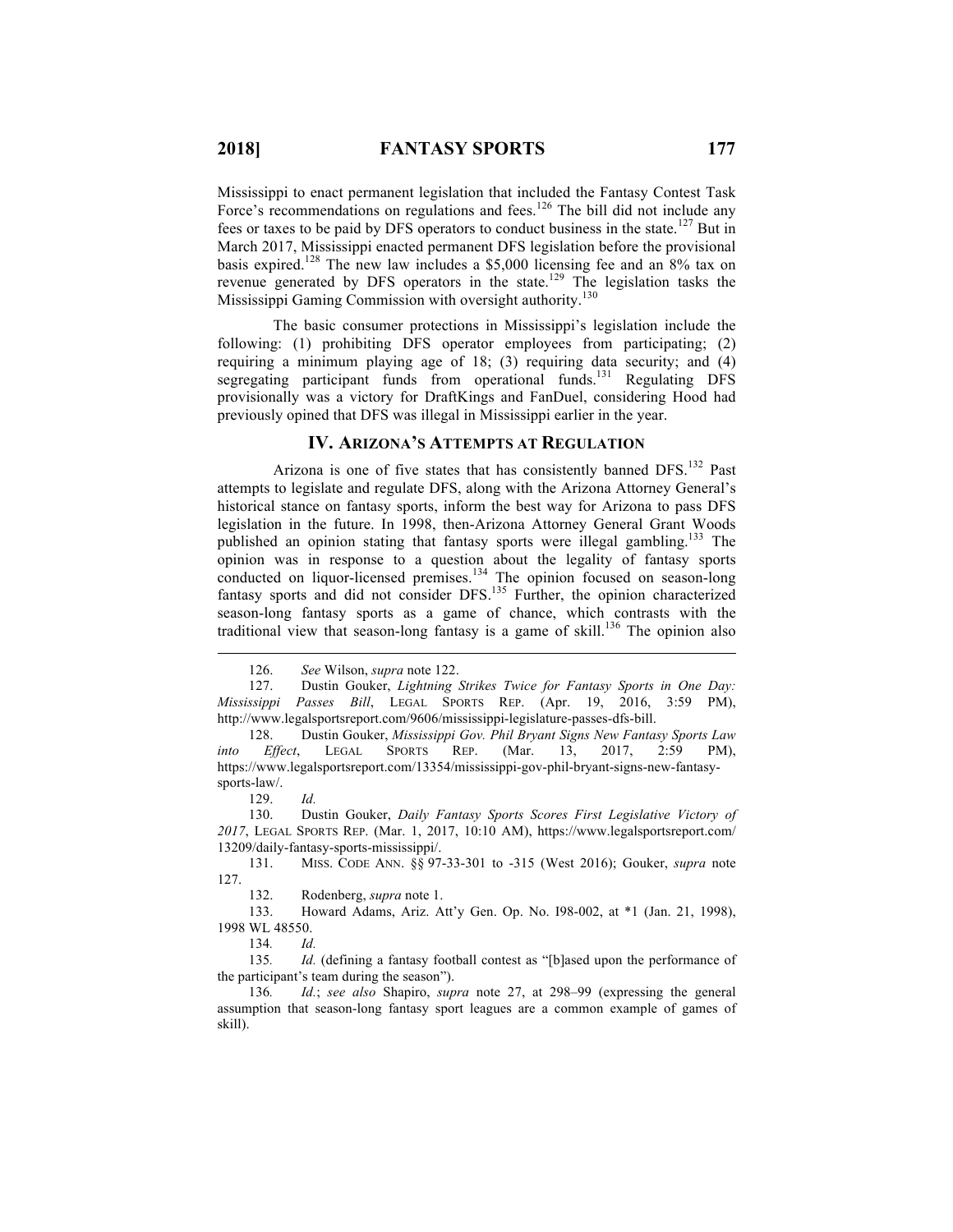Mississippi to enact permanent legislation that included the Fantasy Contest Task Force's recommendations on regulations and fees.[126] The bill did not include any fees or taxes to be paid by DFS operators to conduct business in the state.[127] But in March 2017, Mississippi enacted permanent DFS legislation before the provisional basis expired.[128] The new law includes a $5,000 licensing fee and an 8% tax on revenue generated by DFS operators in the state.[129] The legislation tasks the Mississippi Gaming Commission with oversight authority.[130]

The basic consumer protections in Mississippi's legislation include the following: (1) prohibiting DFS operator employees from participating; (2) requiring a minimum playing age of 18; (3) requiring data security; and (4) segregating participant funds from operational funds.[131] Regulating DFS provisionally was a victory for DraftKings and FanDuel, considering Hood had previously opined that DFS was illegal in Mississippi earlier in the year.

## IV. ARIZONA'S ATTEMPTS AT REGULATION

Arizona is one of five states that has consistently banned DFS.[132] Past attempts to legislate and regulate DFS, along with the Arizona Attorney General's historical stance on fantasy sports, inform the best way for Arizona to pass DFS legislation in the future. In 1998, then-Arizona Attorney General Grant Woods published an opinion stating that fantasy sports were illegal gambling.[133] The opinion was in response to a question about the legality of fantasy sports conducted on liquor-licensed premises.[134] The opinion focused on season-long fantasy sports and did not consider DFS.[135] Further, the opinion characterized season-long fantasy sports as a game of chance, which contrasts with the traditional view that season-long fantasy is a game of skill.[136] The opinion also

---

126. *See* Wilson, *supra* note 122.

127. Dustin Gouker, *Lightning Strikes Twice for Fantasy Sports in One Day: Mississippi Passes Bill*, LEGAL SPORTS REP. (Apr. 19, 2016, 3:59 PM), http://www.legalsportsreport.com/9606/mississippi-legislature-passes-dfs-bill.

128. Dustin Gouker, *Mississippi Gov. Phil Bryant Signs New Fantasy Sports Law into Effect*, LEGAL SPORTS REP. (Mar. 13, 2017, 2:59 PM), https://www.legalsportsreport.com/13354/mississippi-gov-phil-bryant-signs-new-fantasy-sports-law/.

129. *Id.*

130. Dustin Gouker, *Daily Fantasy Sports Scores First Legislative Victory of 2017*, LEGAL SPORTS REP. (Mar. 1, 2017, 10:10 AM), https://www.legalsportsreport.com/13209/daily-fantasy-sports-mississippi/.

131. MISS. CODE ANN. §§ 97-33-301 to -315 (West 2016); Gouker, *supra* note 127.

132. Rodenberg, *supra* note 1.

133. Howard Adams, Ariz. Att'y Gen. Op. No. I98-002, at *1 (Jan. 21, 1998), 1998 WL 48550.

134. *Id.*

135. *Id.* (defining a fantasy football contest as "[b]ased upon the performance of the participant's team during the season").

136. *Id.*; *see also* Shapiro, *supra* note 27, at 298–99 (expressing the general assumption that season-long fantasy sport leagues are a common example of games of skill).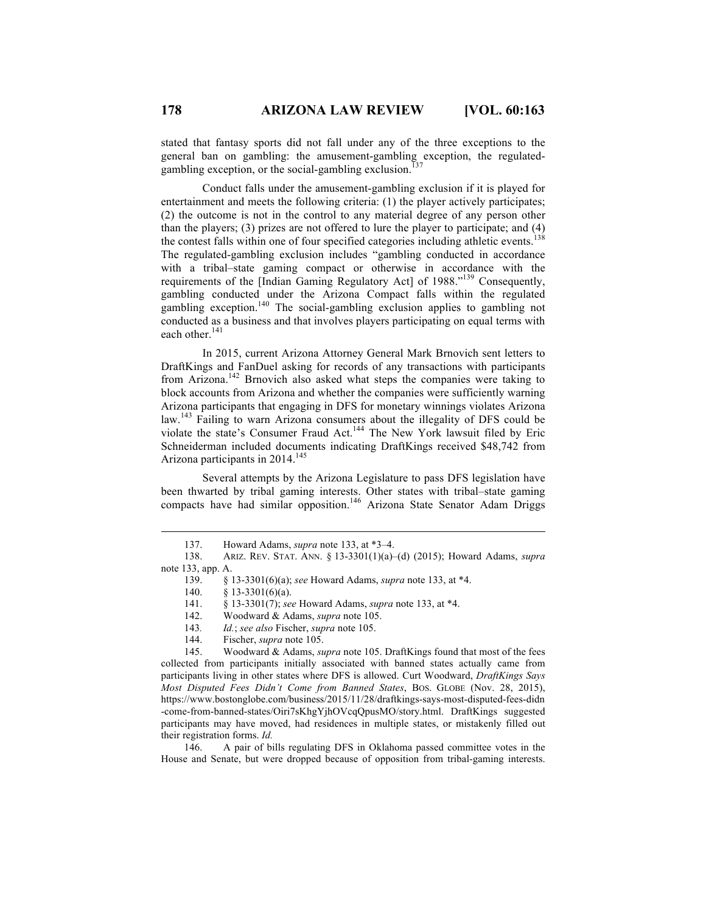stated that fantasy sports did not fall under any of the three exceptions to the general ban on gambling: the amusement-gambling exception, the regulated-gambling exception, or the social-gambling exclusion.[137]

Conduct falls under the amusement-gambling exclusion if it is played for entertainment and meets the following criteria: (1) the player actively participates; (2) the outcome is not in the control to any material degree of any person other than the players; (3) prizes are not offered to lure the player to participate; and (4) the contest falls within one of four specified categories including athletic events.[138] The regulated-gambling exclusion includes "gambling conducted in accordance with a tribal–state gaming compact or otherwise in accordance with the requirements of the [Indian Gaming Regulatory Act] of 1988."[139] Consequently, gambling conducted under the Arizona Compact falls within the regulated gambling exception.[140] The social-gambling exclusion applies to gambling not conducted as a business and that involves players participating on equal terms with each other.[141]

In 2015, current Arizona Attorney General Mark Brnovich sent letters to DraftKings and FanDuel asking for records of any transactions with participants from Arizona.[142] Brnovich also asked what steps the companies were taking to block accounts from Arizona and whether the companies were sufficiently warning Arizona participants that engaging in DFS for monetary winnings violates Arizona law.[143] Failing to warn Arizona consumers about the illegality of DFS could be violate the state's Consumer Fraud Act.[144] The New York lawsuit filed by Eric Schneiderman included documents indicating DraftKings received $48,742 from Arizona participants in 2014.[145]

Several attempts by the Arizona Legislature to pass DFS legislation have been thwarted by tribal gaming interests. Other states with tribal–state gaming compacts have had similar opposition.[146] Arizona State Senator Adam Driggs

---

137. Howard Adams, *supra* note 133, at *3–4.

138. ARIZ. REV. STAT. ANN. § 13-3301(1)(a)–(d) (2015); Howard Adams, *supra* note 133, app. A.

139. § 13-3301(6)(a); *see* Howard Adams, *supra* note 133, at *4.

140. § 13-3301(6)(a).

141. § 13-3301(7); *see* Howard Adams, *supra* note 133, at *4.

142. Woodward & Adams, *supra* note 105.

143. *Id.*; *see also* Fischer, *supra* note 105.

144. Fischer, *supra* note 105.

145. Woodward & Adams, *supra* note 105. DraftKings found that most of the fees collected from participants initially associated with banned states actually came from participants living in other states where DFS is allowed. Curt Woodward, *DraftKings Says Most Disputed Fees Didn't Come from Banned States*, BOS. GLOBE (Nov. 28, 2015), https://www.bostonglobe.com/business/2015/11/28/draftkings-says-most-disputed-fees-didn-come-from-banned-states/Oiri7sKhgYjhOVcqQpusMO/story.html. DraftKings suggested participants may have moved, had residences in multiple states, or mistakenly filled out their registration forms. *Id.*

146. A pair of bills regulating DFS in Oklahoma passed committee votes in the House and Senate, but were dropped because of opposition from tribal-gaming interests.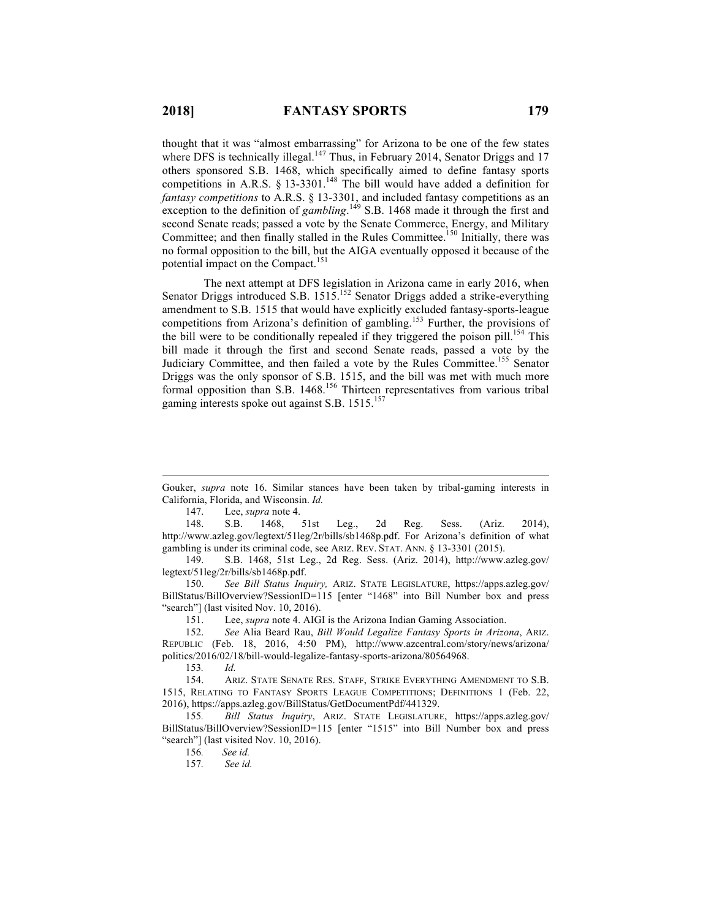thought that it was "almost embarrassing" for Arizona to be one of the few states where DFS is technically illegal.[147] Thus, in February 2014, Senator Driggs and 17 others sponsored S.B. 1468, which specifically aimed to define fantasy sports competitions in A.R.S. § 13-3301.[148] The bill would have added a definition for *fantasy competitions* to A.R.S. § 13-3301, and included fantasy competitions as an exception to the definition of *gambling*.[149] S.B. 1468 made it through the first and second Senate reads; passed a vote by the Senate Commerce, Energy, and Military Committee; and then finally stalled in the Rules Committee.[150] Initially, there was no formal opposition to the bill, but the AIGA eventually opposed it because of the potential impact on the Compact.[151]

The next attempt at DFS legislation in Arizona came in early 2016, when Senator Driggs introduced S.B. 1515.[152] Senator Driggs added a strike-everything amendment to S.B. 1515 that would have explicitly excluded fantasy-sports-league competitions from Arizona's definition of gambling.[153] Further, the provisions of the bill were to be conditionally repealed if they triggered the poison pill.[154] This bill made it through the first and second Senate reads, passed a vote by the Judiciary Committee, and then failed a vote by the Rules Committee.[155] Senator Driggs was the only sponsor of S.B. 1515, and the bill was met with much more formal opposition than S.B. 1468.[156] Thirteen representatives from various tribal gaming interests spoke out against S.B. 1515.[157]

---

Gouker, *supra* note 16. Similar stances have been taken by tribal-gaming interests in California, Florida, and Wisconsin. *Id.*

147. Lee, *supra* note 4.

148. S.B. 1468, 51st Leg., 2d Reg. Sess. (Ariz. 2014), http://www.azleg.gov/legtext/51leg/2r/bills/sb1468p.pdf. For Arizona's definition of what gambling is under its criminal code, see ARIZ. REV. STAT. ANN. § 13-3301 (2015).

149. S.B. 1468, 51st Leg., 2d Reg. Sess. (Ariz. 2014), http://www.azleg.gov/legtext/51leg/2r/bills/sb1468p.pdf.

150. *See Bill Status Inquiry,* ARIZ. STATE LEGISLATURE, https://apps.azleg.gov/BillStatus/BillOverview?SessionID=115 [enter "1468" into Bill Number box and press "search"] (last visited Nov. 10, 2016).

151. Lee, *supra* note 4. AIGI is the Arizona Indian Gaming Association.

152. *See* Alia Beard Rau, *Bill Would Legalize Fantasy Sports in Arizona*, ARIZ. REPUBLIC (Feb. 18, 2016, 4:50 PM), http://www.azcentral.com/story/news/arizona/politics/2016/02/18/bill-would-legalize-fantasy-sports-arizona/80564968.

153. *Id.*

154. ARIZ. STATE SENATE RES. STAFF, STRIKE EVERYTHING AMENDMENT TO S.B. 1515, RELATING TO FANTASY SPORTS LEAGUE COMPETITIONS; DEFINITIONS 1 (Feb. 22, 2016), https://apps.azleg.gov/BillStatus/GetDocumentPdf/441329.

155. *Bill Status Inquiry*, ARIZ. STATE LEGISLATURE, https://apps.azleg.gov/BillStatus/BillOverview?SessionID=115 [enter "1515" into Bill Number box and press "search"] (last visited Nov. 10, 2016).

156. *See id.*

157. *See id.*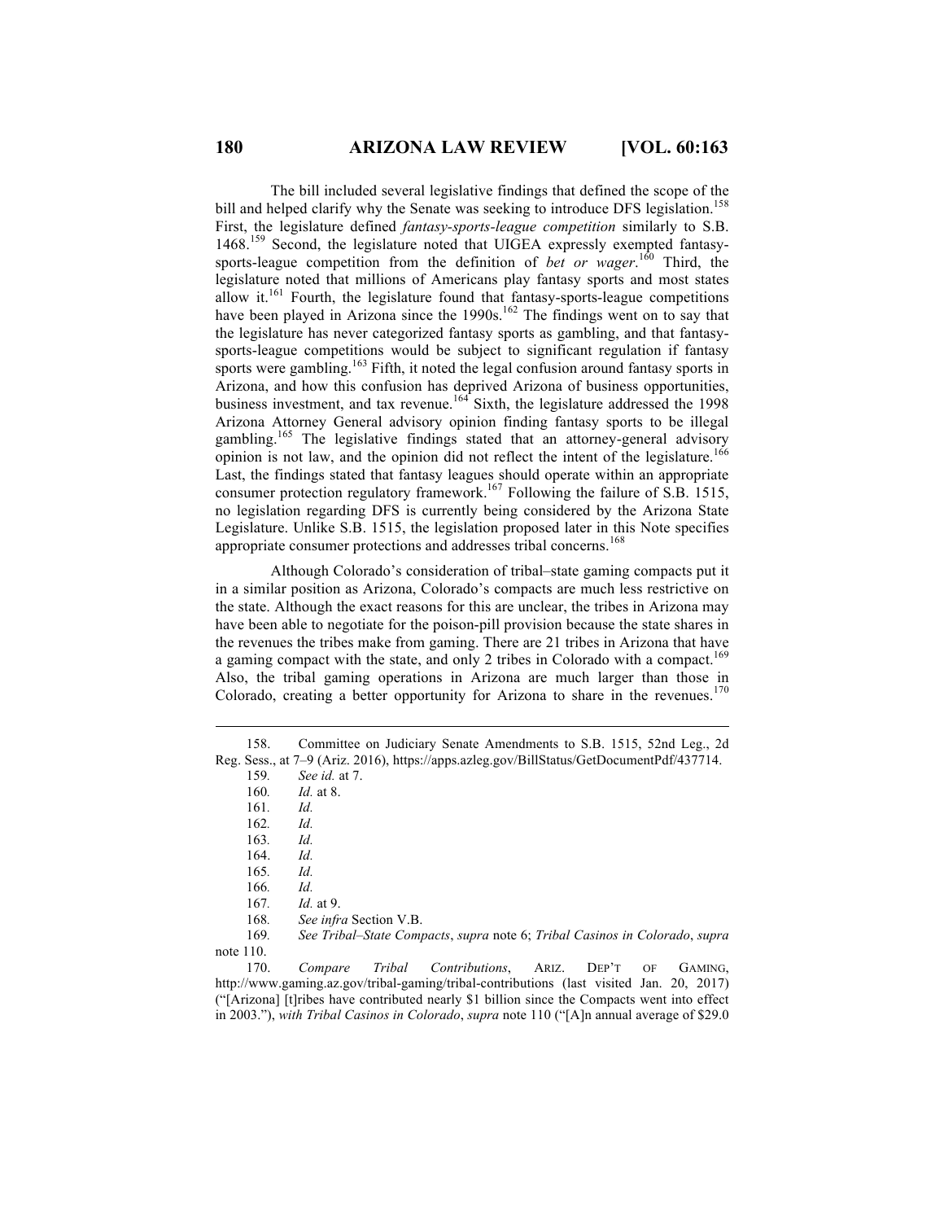The bill included several legislative findings that defined the scope of the bill and helped clarify why the Senate was seeking to introduce DFS legislation.[158] First, the legislature defined *fantasy-sports-league competition* similarly to S.B. 1468.[159] Second, the legislature noted that UIGEA expressly exempted fantasy-sports-league competition from the definition of *bet or wager*.[160] Third, the legislature noted that millions of Americans play fantasy sports and most states allow it.[161] Fourth, the legislature found that fantasy-sports-league competitions have been played in Arizona since the 1990s.[162] The findings went on to say that the legislature has never categorized fantasy sports as gambling, and that fantasy-sports-league competitions would be subject to significant regulation if fantasy sports were gambling.[163] Fifth, it noted the legal confusion around fantasy sports in Arizona, and how this confusion has deprived Arizona of business opportunities, business investment, and tax revenue.[164] Sixth, the legislature addressed the 1998 Arizona Attorney General advisory opinion finding fantasy sports to be illegal gambling.[165] The legislative findings stated that an attorney-general advisory opinion is not law, and the opinion did not reflect the intent of the legislature.[166] Last, the findings stated that fantasy leagues should operate within an appropriate consumer protection regulatory framework.[167] Following the failure of S.B. 1515, no legislation regarding DFS is currently being considered by the Arizona State Legislature. Unlike S.B. 1515, the legislation proposed later in this Note specifies appropriate consumer protections and addresses tribal concerns.[168]

Although Colorado's consideration of tribal–state gaming compacts put it in a similar position as Arizona, Colorado's compacts are much less restrictive on the state. Although the exact reasons for this are unclear, the tribes in Arizona may have been able to negotiate for the poison-pill provision because the state shares in the revenues the tribes make from gaming. There are 21 tribes in Arizona that have a gaming compact with the state, and only 2 tribes in Colorado with a compact.[169] Also, the tribal gaming operations in Arizona are much larger than those in Colorado, creating a better opportunity for Arizona to share in the revenues.[170]

---

158. Committee on Judiciary Senate Amendments to S.B. 1515, 52nd Leg., 2d Reg. Sess., at 7–9 (Ariz. 2016), https://apps.azleg.gov/BillStatus/GetDocumentPdf/437714.

159. *See id.* at 7.

160. *Id.* at 8.

161. *Id.*

162. *Id.*

163. *Id.*

164. *Id.*

165. *Id.*

166. *Id.*

167. *Id.* at 9.

168. *See infra* Section V.B.

169. *See Tribal–State Compacts*, *supra* note 6; *Tribal Casinos in Colorado*, *supra* note 110.

170. *Compare Tribal Contributions*, ARIZ. DEP'T OF GAMING, http://www.gaming.az.gov/tribal-gaming/tribal-contributions (last visited Jan. 20, 2017) ("[Arizona] [t]ribes have contributed nearly $1 billion since the Compacts went into effect in 2003."), *with Tribal Casinos in Colorado*, *supra* note 110 ("[A]n annual average of $29.0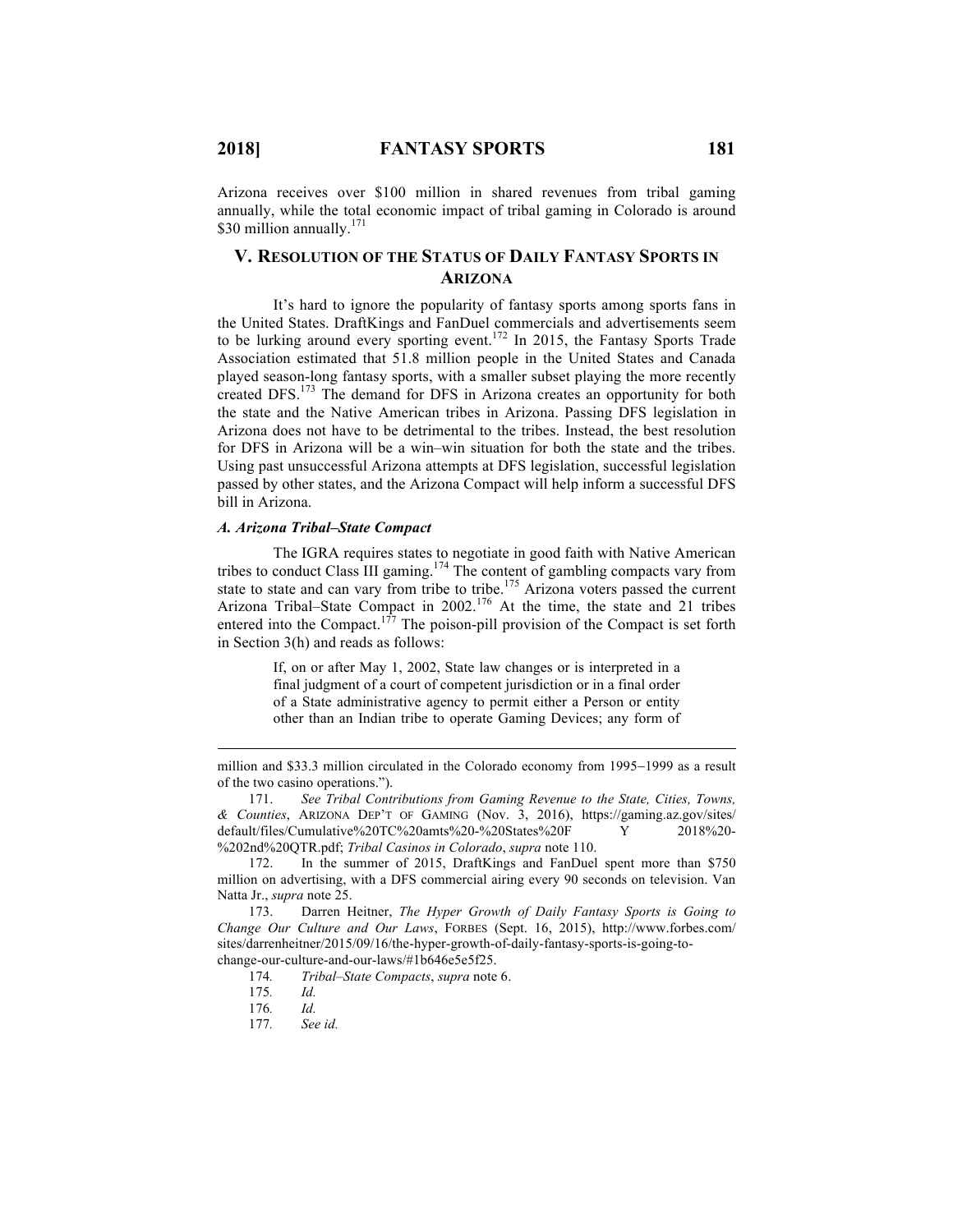Arizona receives over $100 million in shared revenues from tribal gaming annually, while the total economic impact of tribal gaming in Colorado is around $30 million annually.[171]

## V. Resolution of the Status of Daily Fantasy Sports in Arizona

It's hard to ignore the popularity of fantasy sports among sports fans in the United States. DraftKings and FanDuel commercials and advertisements seem to be lurking around every sporting event.[172] In 2015, the Fantasy Sports Trade Association estimated that 51.8 million people in the United States and Canada played season-long fantasy sports, with a smaller subset playing the more recently created DFS.[173] The demand for DFS in Arizona creates an opportunity for both the state and the Native American tribes in Arizona. Passing DFS legislation in Arizona does not have to be detrimental to the tribes. Instead, the best resolution for DFS in Arizona will be a win–win situation for both the state and the tribes. Using past unsuccessful Arizona attempts at DFS legislation, successful legislation passed by other states, and the Arizona Compact will help inform a successful DFS bill in Arizona.

### *A. Arizona Tribal–State Compact*

The IGRA requires states to negotiate in good faith with Native American tribes to conduct Class III gaming.[174] The content of gambling compacts vary from state to state and can vary from tribe to tribe.[175] Arizona voters passed the current Arizona Tribal–State Compact in 2002.[176] At the time, the state and 21 tribes entered into the Compact.[177] The poison-pill provision of the Compact is set forth in Section 3(h) and reads as follows:

> If, on or after May 1, 2002, State law changes or is interpreted in a final judgment of a court of competent jurisdiction or in a final order of a State administrative agency to permit either a Person or entity other than an Indian tribe to operate Gaming Devices; any form of

---

million and $33.3 million circulated in the Colorado economy from 1995–1999 as a result of the two casino operations.").

171. *See Tribal Contributions from Gaming Revenue to the State, Cities, Towns, & Counties*, ARIZONA DEP'T OF GAMING (Nov. 3, 2016), https://gaming.az.gov/sites/default/files/Cumulative%20TC%20amts%20-%20States%20F Y 2018%20-%202nd%20QTR.pdf; *Tribal Casinos in Colorado*, *supra* note 110.

172. In the summer of 2015, DraftKings and FanDuel spent more than $750 million on advertising, with a DFS commercial airing every 90 seconds on television. Van Natta Jr., *supra* note 25.

173. Darren Heitner, *The Hyper Growth of Daily Fantasy Sports is Going to Change Our Culture and Our Laws*, FORBES (Sept. 16, 2015), http://www.forbes.com/sites/darrenheitner/2015/09/16/the-hyper-growth-of-daily-fantasy-sports-is-going-to-change-our-culture-and-our-laws/#1b646e5e5f25.

174. *Tribal–State Compacts*, *supra* note 6.

175. *Id.*

176. *Id.*

177. *See id.*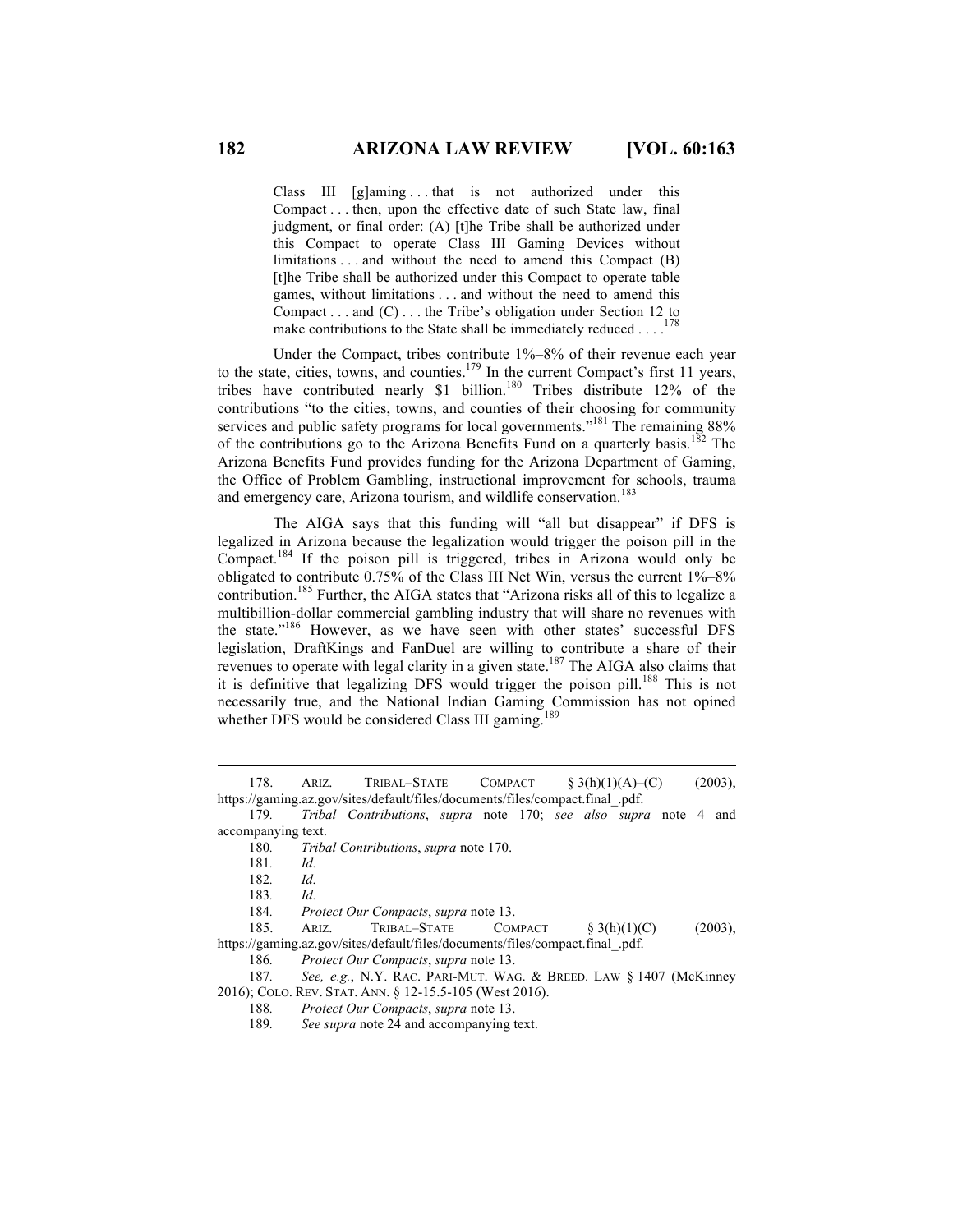> Class III [g]aming . . . that is not authorized under this Compact . . . then, upon the effective date of such State law, final judgment, or final order: (A) [t]he Tribe shall be authorized under this Compact to operate Class III Gaming Devices without limitations . . . and without the need to amend this Compact (B) [t]he Tribe shall be authorized under this Compact to operate table games, without limitations . . . and without the need to amend this Compact . . . and (C) . . . the Tribe's obligation under Section 12 to make contributions to the State shall be immediately reduced . . . .[178]

Under the Compact, tribes contribute 1%–8% of their revenue each year to the state, cities, towns, and counties.[179] In the current Compact's first 11 years, tribes have contributed nearly $1 billion.[180] Tribes distribute 12% of the contributions "to the cities, towns, and counties of their choosing for community services and public safety programs for local governments."[181] The remaining 88% of the contributions go to the Arizona Benefits Fund on a quarterly basis.[182] The Arizona Benefits Fund provides funding for the Arizona Department of Gaming, the Office of Problem Gambling, instructional improvement for schools, trauma and emergency care, Arizona tourism, and wildlife conservation.[183]

The AIGA says that this funding will "all but disappear" if DFS is legalized in Arizona because the legalization would trigger the poison pill in the Compact.[184] If the poison pill is triggered, tribes in Arizona would only be obligated to contribute 0.75% of the Class III Net Win, versus the current 1%–8% contribution.[185] Further, the AIGA states that "Arizona risks all of this to legalize a multibillion-dollar commercial gambling industry that will share no revenues with the state."[186] However, as we have seen with other states' successful DFS legislation, DraftKings and FanDuel are willing to contribute a share of their revenues to operate with legal clarity in a given state.[187] The AIGA also claims that it is definitive that legalizing DFS would trigger the poison pill.[188] This is not necessarily true, and the National Indian Gaming Commission has not opined whether DFS would be considered Class III gaming.[189]

---

178. ARIZ. TRIBAL–STATE COMPACT § 3(h)(1)(A)–(C) (2003), https://gaming.az.gov/sites/default/files/documents/files/compact.final_.pdf.

179. *Tribal Contributions*, *supra* note 170; *see also supra* note 4 and accompanying text.

180. *Tribal Contributions*, *supra* note 170.

181. *Id.*

182. *Id.*

183. *Id.*

184. *Protect Our Compacts*, *supra* note 13.

185. ARIZ. TRIBAL–STATE COMPACT § 3(h)(1)(C) (2003), https://gaming.az.gov/sites/default/files/documents/files/compact.final_.pdf.

186. *Protect Our Compacts*, *supra* note 13.

187. *See, e.g.*, N.Y. RAC. PARI-MUT. WAG. & BREED. LAW § 1407 (McKinney 2016); COLO. REV. STAT. ANN. § 12-15.5-105 (West 2016).

188. *Protect Our Compacts*, *supra* note 13.

189. *See supra* note 24 and accompanying text.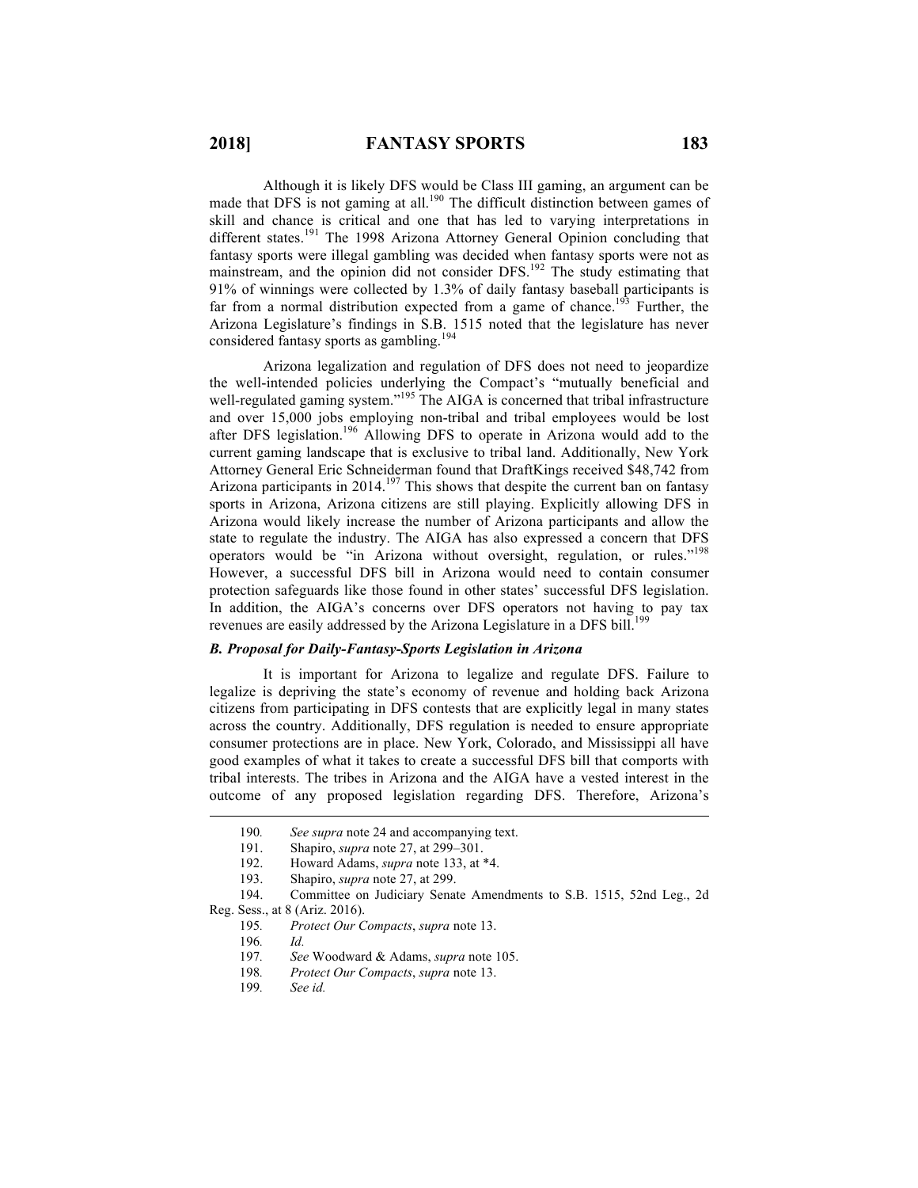Although it is likely DFS would be Class III gaming, an argument can be made that DFS is not gaming at all.[190] The difficult distinction between games of skill and chance is critical and one that has led to varying interpretations in different states.[191] The 1998 Arizona Attorney General Opinion concluding that fantasy sports were illegal gambling was decided when fantasy sports were not as mainstream, and the opinion did not consider DFS.[192] The study estimating that 91% of winnings were collected by 1.3% of daily fantasy baseball participants is far from a normal distribution expected from a game of chance.[193] Further, the Arizona Legislature's findings in S.B. 1515 noted that the legislature has never considered fantasy sports as gambling.[194]

Arizona legalization and regulation of DFS does not need to jeopardize the well-intended policies underlying the Compact's "mutually beneficial and well-regulated gaming system."[195] The AIGA is concerned that tribal infrastructure and over 15,000 jobs employing non-tribal and tribal employees would be lost after DFS legislation.[196] Allowing DFS to operate in Arizona would add to the current gaming landscape that is exclusive to tribal land. Additionally, New York Attorney General Eric Schneiderman found that DraftKings received $48,742 from Arizona participants in 2014.[197] This shows that despite the current ban on fantasy sports in Arizona, Arizona citizens are still playing. Explicitly allowing DFS in Arizona would likely increase the number of Arizona participants and allow the state to regulate the industry. The AIGA has also expressed a concern that DFS operators would be "in Arizona without oversight, regulation, or rules."[198] However, a successful DFS bill in Arizona would need to contain consumer protection safeguards like those found in other states' successful DFS legislation. In addition, the AIGA's concerns over DFS operators not having to pay tax revenues are easily addressed by the Arizona Legislature in a DFS bill.[199]

### *B. Proposal for Daily-Fantasy-Sports Legislation in Arizona*

It is important for Arizona to legalize and regulate DFS. Failure to legalize is depriving the state's economy of revenue and holding back Arizona citizens from participating in DFS contests that are explicitly legal in many states across the country. Additionally, DFS regulation is needed to ensure appropriate consumer protections are in place. New York, Colorado, and Mississippi all have good examples of what it takes to create a successful DFS bill that comports with tribal interests. The tribes in Arizona and the AIGA have a vested interest in the outcome of any proposed legislation regarding DFS. Therefore, Arizona's

---

190. *See supra* note 24 and accompanying text.

191. Shapiro, *supra* note 27, at 299–301.

192. Howard Adams, *supra* note 133, at *4.

193. Shapiro, *supra* note 27, at 299.

194. Committee on Judiciary Senate Amendments to S.B. 1515, 52nd Leg., 2d Reg. Sess., at 8 (Ariz. 2016).

195. *Protect Our Compacts*, *supra* note 13.

196. *Id.*

197. *See* Woodward & Adams, *supra* note 105.

198. *Protect Our Compacts*, *supra* note 13.

199. *See id.*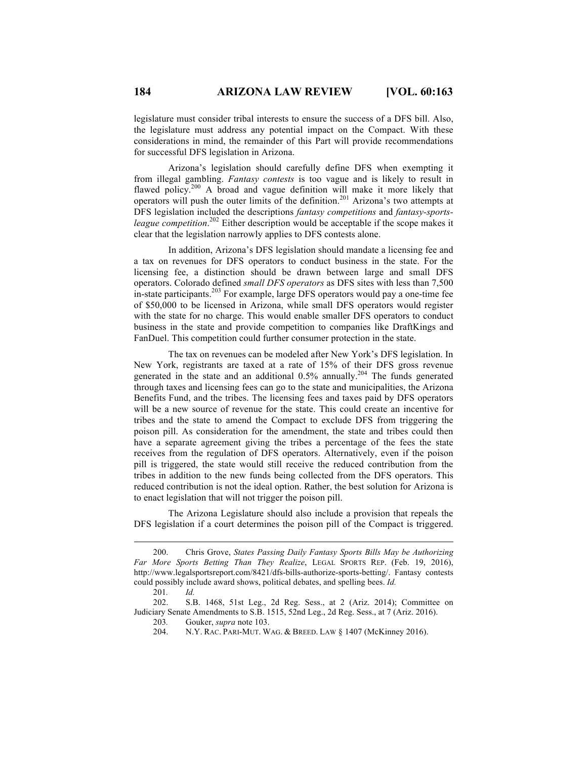legislature must consider tribal interests to ensure the success of a DFS bill. Also, the legislature must address any potential impact on the Compact. With these considerations in mind, the remainder of this Part will provide recommendations for successful DFS legislation in Arizona.

Arizona's legislation should carefully define DFS when exempting it from illegal gambling. *Fantasy contests* is too vague and is likely to result in flawed policy.[200] A broad and vague definition will make it more likely that operators will push the outer limits of the definition.[201] Arizona's two attempts at DFS legislation included the descriptions *fantasy competitions* and *fantasy-sports-league competition*.[202] Either description would be acceptable if the scope makes it clear that the legislation narrowly applies to DFS contests alone.

In addition, Arizona's DFS legislation should mandate a licensing fee and a tax on revenues for DFS operators to conduct business in the state. For the licensing fee, a distinction should be drawn between large and small DFS operators. Colorado defined *small DFS operators* as DFS sites with less than 7,500 in-state participants.[203] For example, large DFS operators would pay a one-time fee of $50,000 to be licensed in Arizona, while small DFS operators would register with the state for no charge. This would enable smaller DFS operators to conduct business in the state and provide competition to companies like DraftKings and FanDuel. This competition could further consumer protection in the state.

The tax on revenues can be modeled after New York's DFS legislation. In New York, registrants are taxed at a rate of 15% of their DFS gross revenue generated in the state and an additional 0.5% annually.[204] The funds generated through taxes and licensing fees can go to the state and municipalities, the Arizona Benefits Fund, and the tribes. The licensing fees and taxes paid by DFS operators will be a new source of revenue for the state. This could create an incentive for tribes and the state to amend the Compact to exclude DFS from triggering the poison pill. As consideration for the amendment, the state and tribes could then have a separate agreement giving the tribes a percentage of the fees the state receives from the regulation of DFS operators. Alternatively, even if the poison pill is triggered, the state would still receive the reduced contribution from the tribes in addition to the new funds being collected from the DFS operators. This reduced contribution is not the ideal option. Rather, the best solution for Arizona is to enact legislation that will not trigger the poison pill.

The Arizona Legislature should also include a provision that repeals the DFS legislation if a court determines the poison pill of the Compact is triggered.

---

200. Chris Grove, *States Passing Daily Fantasy Sports Bills May be Authorizing Far More Sports Betting Than They Realize*, LEGAL SPORTS REP. (Feb. 19, 2016), http://www.legalsportsreport.com/8421/dfs-bills-authorize-sports-betting/. Fantasy contests could possibly include award shows, political debates, and spelling bees. *Id.*

201. *Id.*

202. S.B. 1468, 51st Leg., 2d Reg. Sess., at 2 (Ariz. 2014); Committee on Judiciary Senate Amendments to S.B. 1515, 52nd Leg., 2d Reg. Sess., at 7 (Ariz. 2016).

203. Gouker, *supra* note 103.

204. N.Y. RAC. PARI-MUT. WAG. & BREED. LAW § 1407 (McKinney 2016).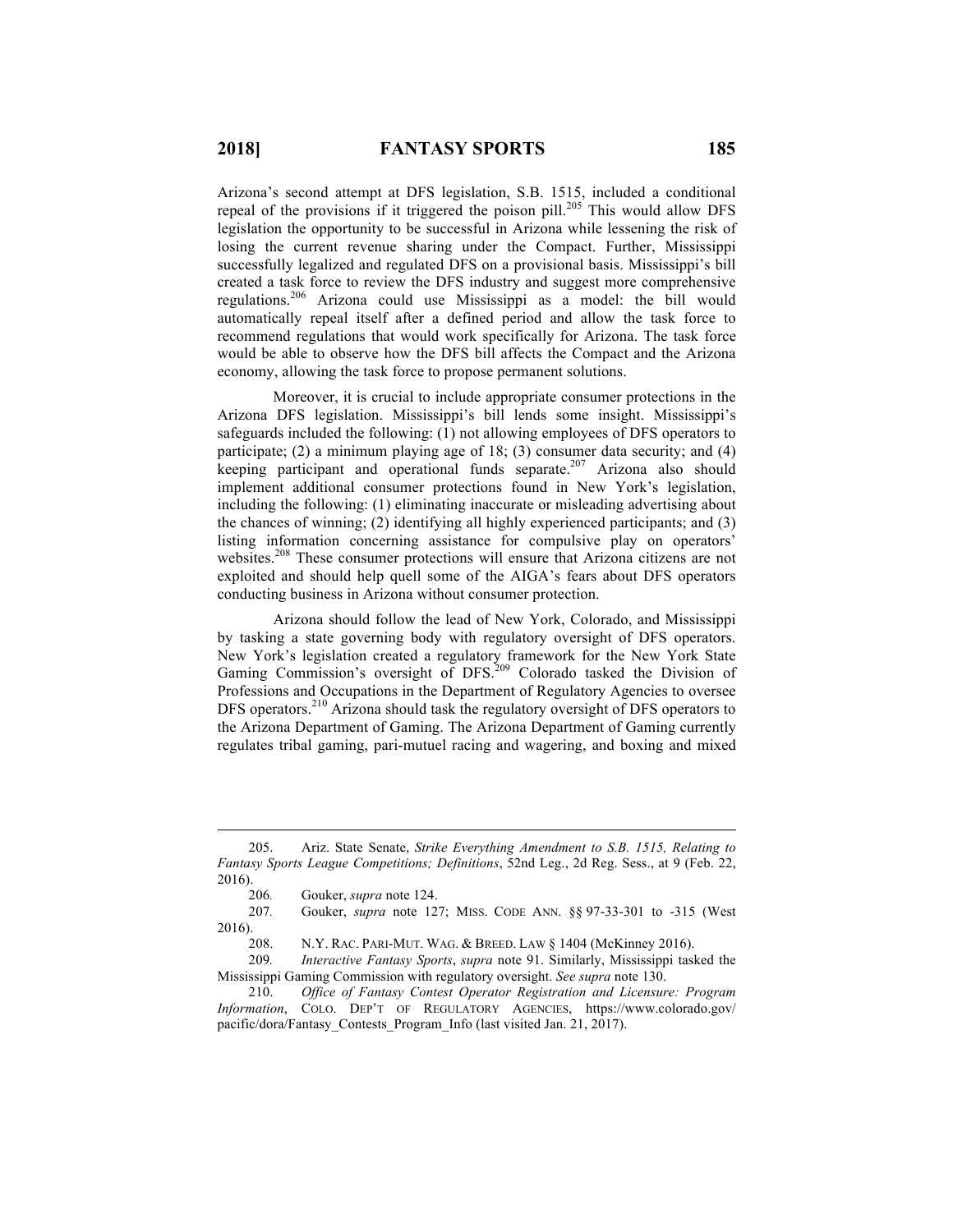Arizona's second attempt at DFS legislation, S.B. 1515, included a conditional repeal of the provisions if it triggered the poison pill.[205] This would allow DFS legislation the opportunity to be successful in Arizona while lessening the risk of losing the current revenue sharing under the Compact. Further, Mississippi successfully legalized and regulated DFS on a provisional basis. Mississippi's bill created a task force to review the DFS industry and suggest more comprehensive regulations.[206] Arizona could use Mississippi as a model: the bill would automatically repeal itself after a defined period and allow the task force to recommend regulations that would work specifically for Arizona. The task force would be able to observe how the DFS bill affects the Compact and the Arizona economy, allowing the task force to propose permanent solutions.

Moreover, it is crucial to include appropriate consumer protections in the Arizona DFS legislation. Mississippi's bill lends some insight. Mississippi's safeguards included the following: (1) not allowing employees of DFS operators to participate; (2) a minimum playing age of 18; (3) consumer data security; and (4) keeping participant and operational funds separate.[207] Arizona also should implement additional consumer protections found in New York's legislation, including the following: (1) eliminating inaccurate or misleading advertising about the chances of winning; (2) identifying all highly experienced participants; and (3) listing information concerning assistance for compulsive play on operators' websites.[208] These consumer protections will ensure that Arizona citizens are not exploited and should help quell some of the AIGA's fears about DFS operators conducting business in Arizona without consumer protection.

Arizona should follow the lead of New York, Colorado, and Mississippi by tasking a state governing body with regulatory oversight of DFS operators. New York's legislation created a regulatory framework for the New York State Gaming Commission's oversight of DFS.[209] Colorado tasked the Division of Professions and Occupations in the Department of Regulatory Agencies to oversee DFS operators.[210] Arizona should task the regulatory oversight of DFS operators to the Arizona Department of Gaming. The Arizona Department of Gaming currently regulates tribal gaming, pari-mutuel racing and wagering, and boxing and mixed

---

205. Ariz. State Senate, *Strike Everything Amendment to S.B. 1515, Relating to Fantasy Sports League Competitions; Definitions*, 52nd Leg., 2d Reg. Sess., at 9 (Feb. 22, 2016).

206. Gouker, *supra* note 124.

207. Gouker, *supra* note 127; MISS. CODE ANN. §§ 97-33-301 to -315 (West 2016).

208. N.Y. RAC. PARI-MUT. WAG. & BREED. LAW § 1404 (McKinney 2016).

209. *Interactive Fantasy Sports*, *supra* note 91. Similarly, Mississippi tasked the Mississippi Gaming Commission with regulatory oversight. *See supra* note 130.

210. *Office of Fantasy Contest Operator Registration and Licensure: Program Information*, COLO. DEP'T OF REGULATORY AGENCIES, https://www.colorado.gov/pacific/dora/Fantasy_Contests_Program_Info (last visited Jan. 21, 2017).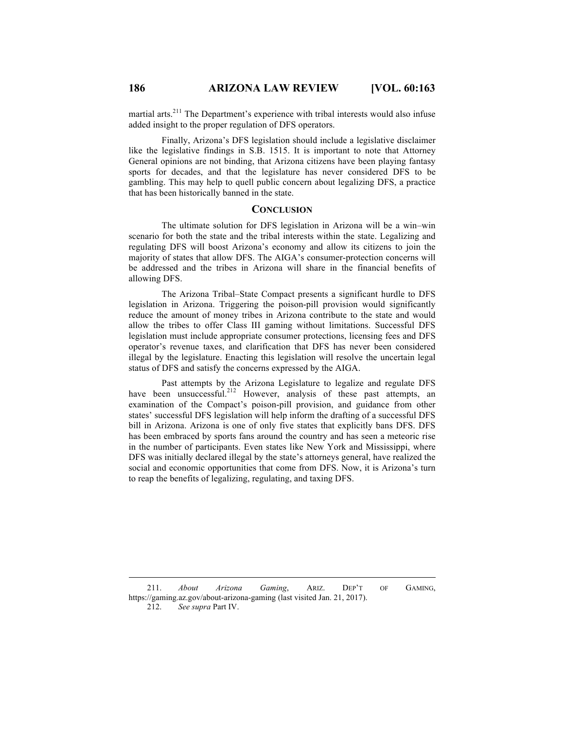martial arts.[211] The Department's experience with tribal interests would also infuse added insight to the proper regulation of DFS operators.

Finally, Arizona's DFS legislation should include a legislative disclaimer like the legislative findings in S.B. 1515. It is important to note that Attorney General opinions are not binding, that Arizona citizens have been playing fantasy sports for decades, and that the legislature has never considered DFS to be gambling. This may help to quell public concern about legalizing DFS, a practice that has been historically banned in the state.

## CONCLUSION

The ultimate solution for DFS legislation in Arizona will be a win–win scenario for both the state and the tribal interests within the state. Legalizing and regulating DFS will boost Arizona's economy and allow its citizens to join the majority of states that allow DFS. The AIGA's consumer-protection concerns will be addressed and the tribes in Arizona will share in the financial benefits of allowing DFS.

The Arizona Tribal–State Compact presents a significant hurdle to DFS legislation in Arizona. Triggering the poison-pill provision would significantly reduce the amount of money tribes in Arizona contribute to the state and would allow the tribes to offer Class III gaming without limitations. Successful DFS legislation must include appropriate consumer protections, licensing fees and DFS operator's revenue taxes, and clarification that DFS has never been considered illegal by the legislature. Enacting this legislation will resolve the uncertain legal status of DFS and satisfy the concerns expressed by the AIGA.

Past attempts by the Arizona Legislature to legalize and regulate DFS have been unsuccessful.[212] However, analysis of these past attempts, an examination of the Compact's poison-pill provision, and guidance from other states' successful DFS legislation will help inform the drafting of a successful DFS bill in Arizona. Arizona is one of only five states that explicitly bans DFS. DFS has been embraced by sports fans around the country and has seen a meteoric rise in the number of participants. Even states like New York and Mississippi, where DFS was initially declared illegal by the state's attorneys general, have realized the social and economic opportunities that come from DFS. Now, it is Arizona's turn to reap the benefits of legalizing, regulating, and taxing DFS.

---

211. *About Arizona Gaming*, ARIZ. DEP'T OF GAMING, https://gaming.az.gov/about-arizona-gaming (last visited Jan. 21, 2017).

212. *See supra* Part IV.